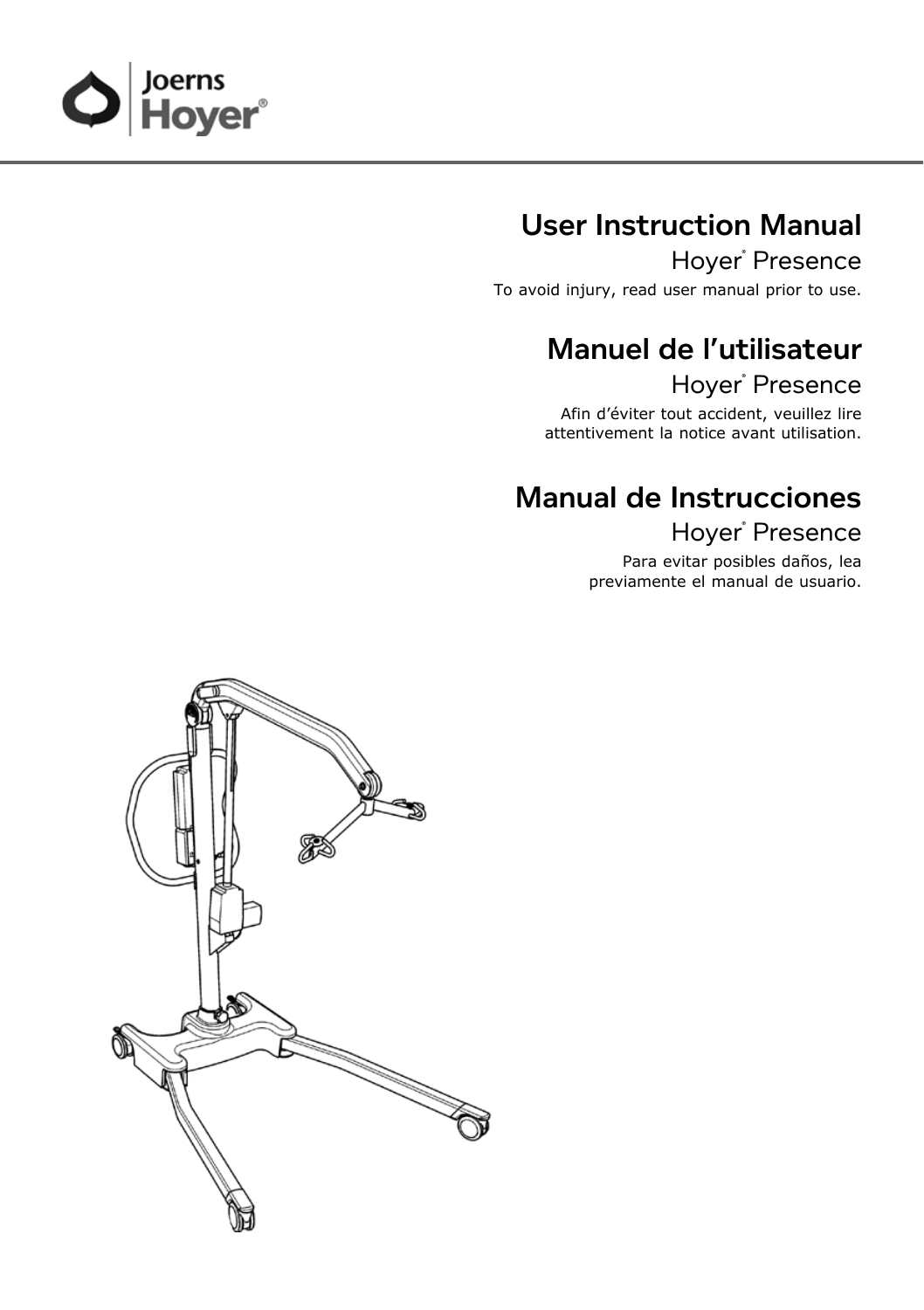Joerns Hoyer®

# User Instruction Manual

## Hoyer® Presence

To avoid injury, read user manual prior to use.

# Manuel de l'utilisateur

## Hoyer® Presence

Afin d'éviter tout accident, veuillez lire attentivement la notice avant utilisation.

# Manual de Instrucciones

## Hoyer® Presence

Para evitar posibles daños, lea previamente el manual de usuario.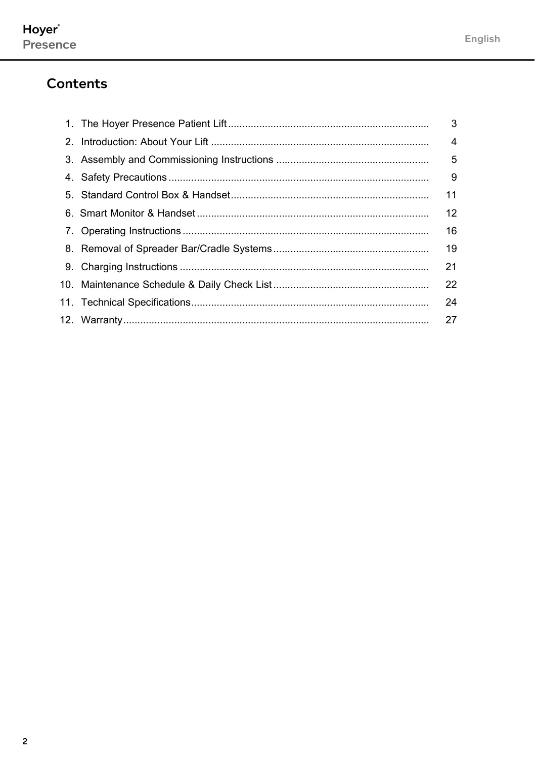## Contents

| | | |
|---|---|---|
| 1. | The Hoyer Presence Patient Lift | 3 |
| 2. | Introduction: About Your Lift | 4 |
| 3. | Assembly and Commissioning Instructions | 5 |
| 4. | Safety Precautions | 9 |
| 5. | Standard Control Box & Handset | 11 |
| 6. | Smart Monitor & Handset | 12 |
| 7. | Operating Instructions | 16 |
| 8. | Removal of Spreader Bar/Cradle Systems | 19 |
| 9. | Charging Instructions | 21 |
| 10. | Maintenance Schedule & Daily Check List | 22 |
| 11. | Technical Specifications | 24 |
| 12. | Warranty | 27 |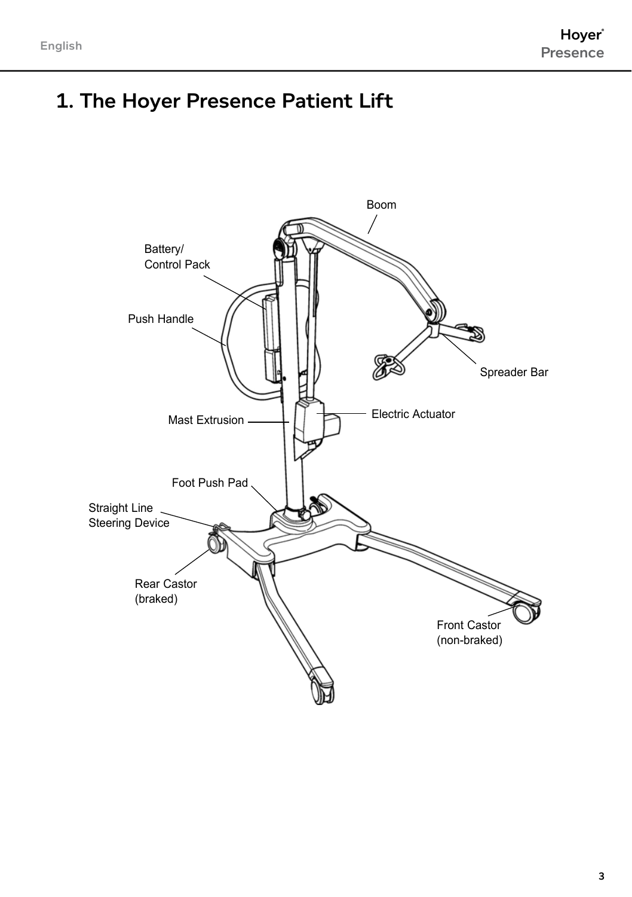# 1. The Hoyer Presence Patient Lift

Boom

Battery/
Control Pack

Push Handle

Spreader Bar

Mast Extrusion

Electric Actuator

Foot Push Pad

Straight Line
Steering Device

Rear Castor
(braked)

Front Castor
(non-braked)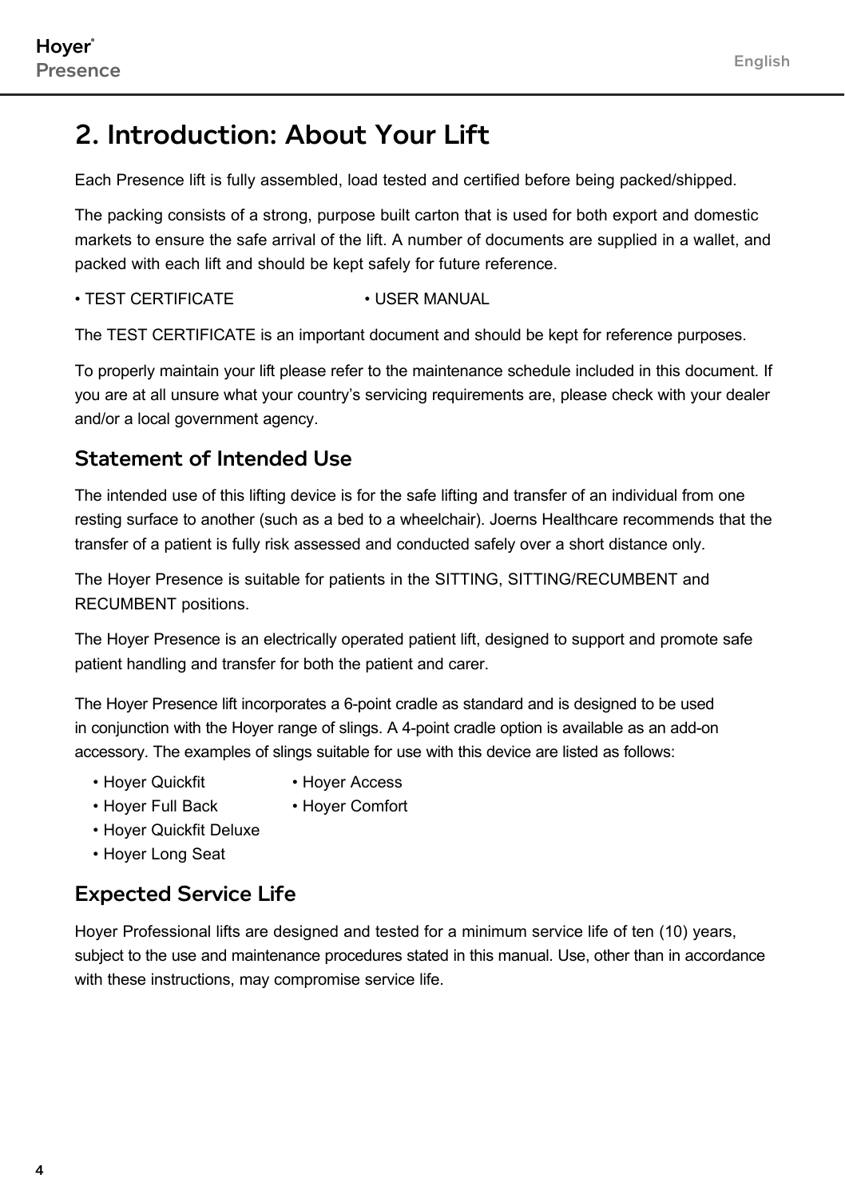## 2. Introduction: About Your Lift

Each Presence lift is fully assembled, load tested and certified before being packed/shipped.

The packing consists of a strong, purpose built carton that is used for both export and domestic markets to ensure the safe arrival of the lift. A number of documents are supplied in a wallet, and packed with each lift and should be kept safely for future reference.

- TEST CERTIFICATE
- USER MANUAL

The TEST CERTIFICATE is an important document and should be kept for reference purposes.

To properly maintain your lift please refer to the maintenance schedule included in this document. If you are at all unsure what your country's servicing requirements are, please check with your dealer and/or a local government agency.

### Statement of Intended Use

The intended use of this lifting device is for the safe lifting and transfer of an individual from one resting surface to another (such as a bed to a wheelchair). Joerns Healthcare recommends that the transfer of a patient is fully risk assessed and conducted safely over a short distance only.

The Hoyer Presence is suitable for patients in the SITTING, SITTING/RECUMBENT and RECUMBENT positions.

The Hoyer Presence is an electrically operated patient lift, designed to support and promote safe patient handling and transfer for both the patient and carer.

The Hoyer Presence lift incorporates a 6-point cradle as standard and is designed to be used in conjunction with the Hoyer range of slings. A 4-point cradle option is available as an add-on accessory. The examples of slings suitable for use with this device are listed as follows:

- Hoyer Quickfit
- Hoyer Full Back
- Hoyer Quickfit Deluxe
- Hoyer Long Seat
- Hoyer Access
- Hoyer Comfort

### Expected Service Life

Hoyer Professional lifts are designed and tested for a minimum service life of ten (10) years, subject to the use and maintenance procedures stated in this manual. Use, other than in accordance with these instructions, may compromise service life.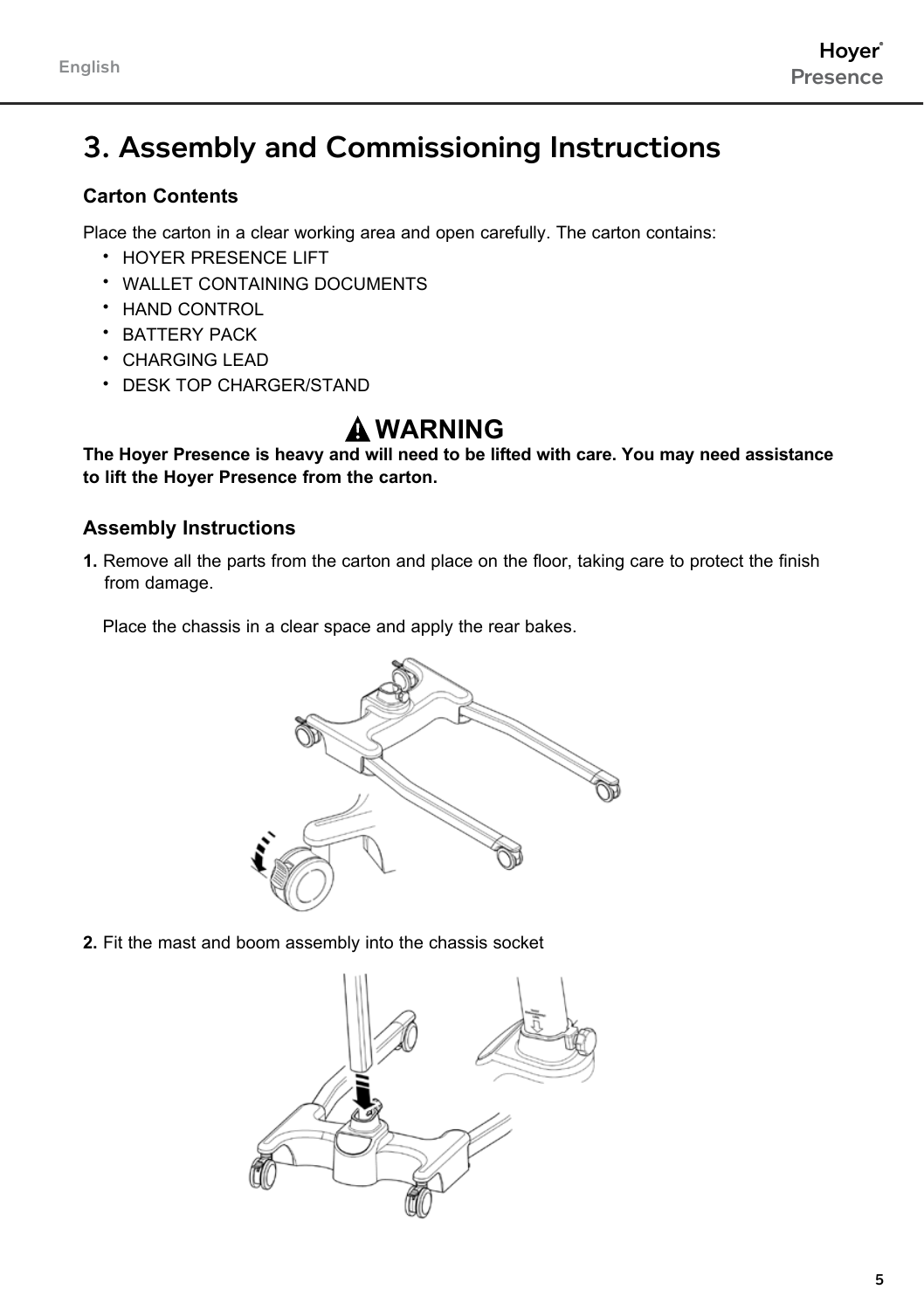# 3. Assembly and Commissioning Instructions

## Carton Contents

Place the carton in a clear working area and open carefully. The carton contains:

- HOYER PRESENCE LIFT
- WALLET CONTAINING DOCUMENTS
- HAND CONTROL
- BATTERY PACK
- CHARGING LEAD
- DESK TOP CHARGER/STAND

**⚠ WARNING**

**The Hoyer Presence is heavy and will need to be lifted with care. You may need assistance to lift the Hoyer Presence from the carton.**

## Assembly Instructions

**1.** Remove all the parts from the carton and place on the floor, taking care to protect the finish from damage.

Place the chassis in a clear space and apply the rear bakes.

**2.** Fit the mast and boom assembly into the chassis socket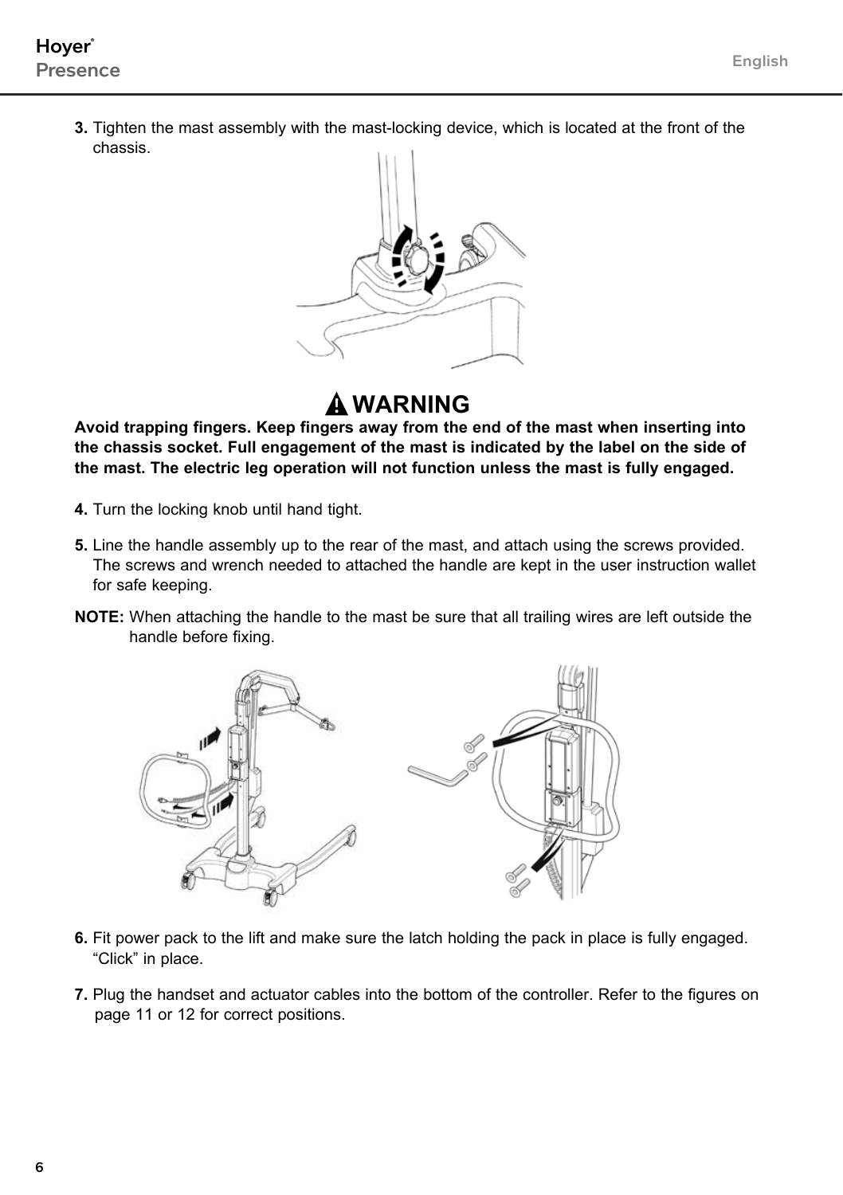3. Tighten the mast assembly with the mast-locking device, which is located at the front of the chassis.

## ⚠ WARNING

**Avoid trapping fingers. Keep fingers away from the end of the mast when inserting into the chassis socket. Full engagement of the mast is indicated by the label on the side of the mast. The electric leg operation will not function unless the mast is fully engaged.**

4. Turn the locking knob until hand tight.

5. Line the handle assembly up to the rear of the mast, and attach using the screws provided. The screws and wrench needed to attached the handle are kept in the user instruction wallet for safe keeping.

**NOTE:** When attaching the handle to the mast be sure that all trailing wires are left outside the handle before fixing.

6. Fit power pack to the lift and make sure the latch holding the pack in place is fully engaged. “Click” in place.

7. Plug the handset and actuator cables into the bottom of the controller. Refer to the figures on page 11 or 12 for correct positions.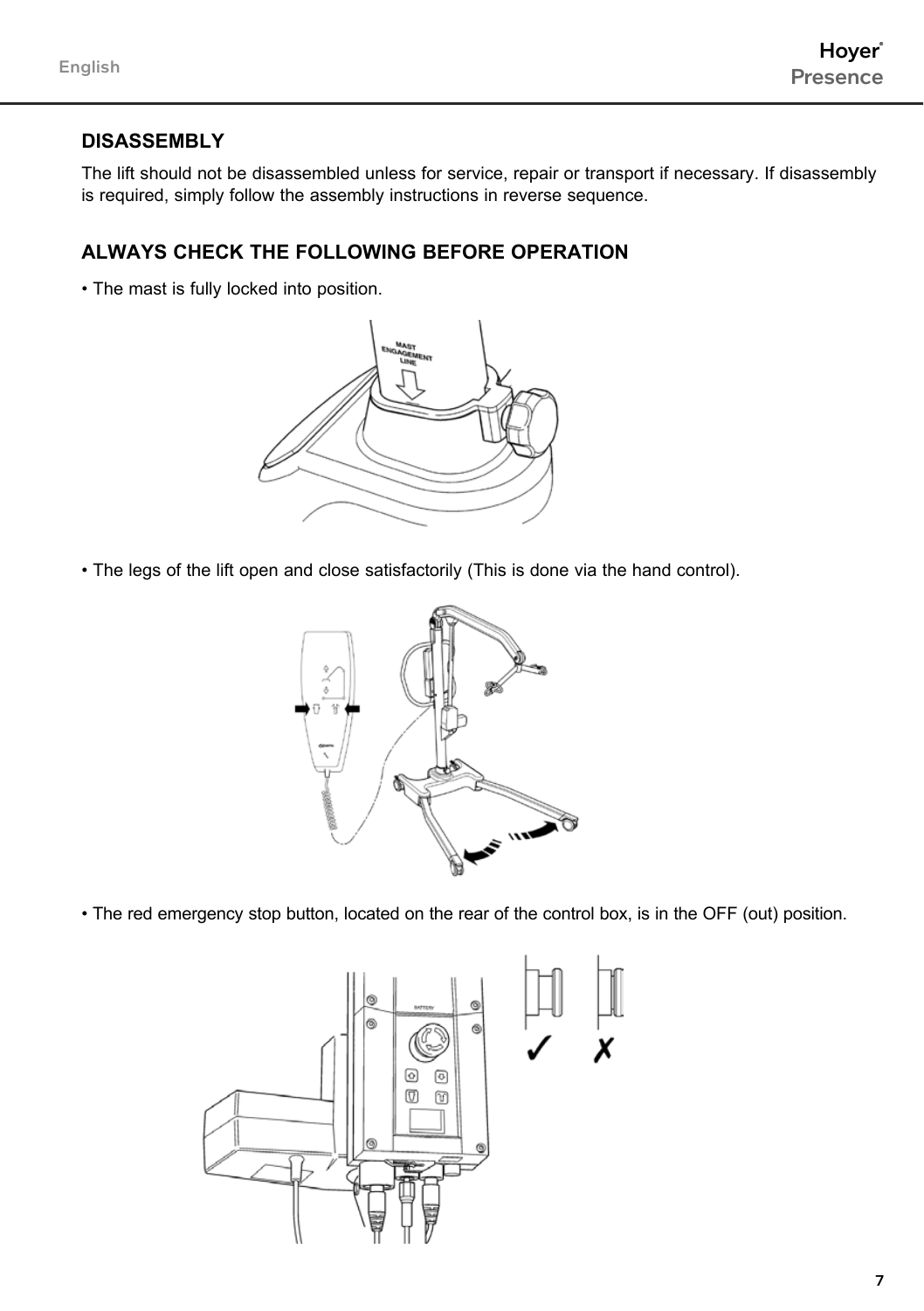## DISASSEMBLY

The lift should not be disassembled unless for service, repair or transport if necessary. If disassembly is required, simply follow the assembly instructions in reverse sequence.

## ALWAYS CHECK THE FOLLOWING BEFORE OPERATION

- The mast is fully locked into position.

- The legs of the lift open and close satisfactorily (This is done via the hand control).

- The red emergency stop button, located on the rear of the control box, is in the OFF (out) position.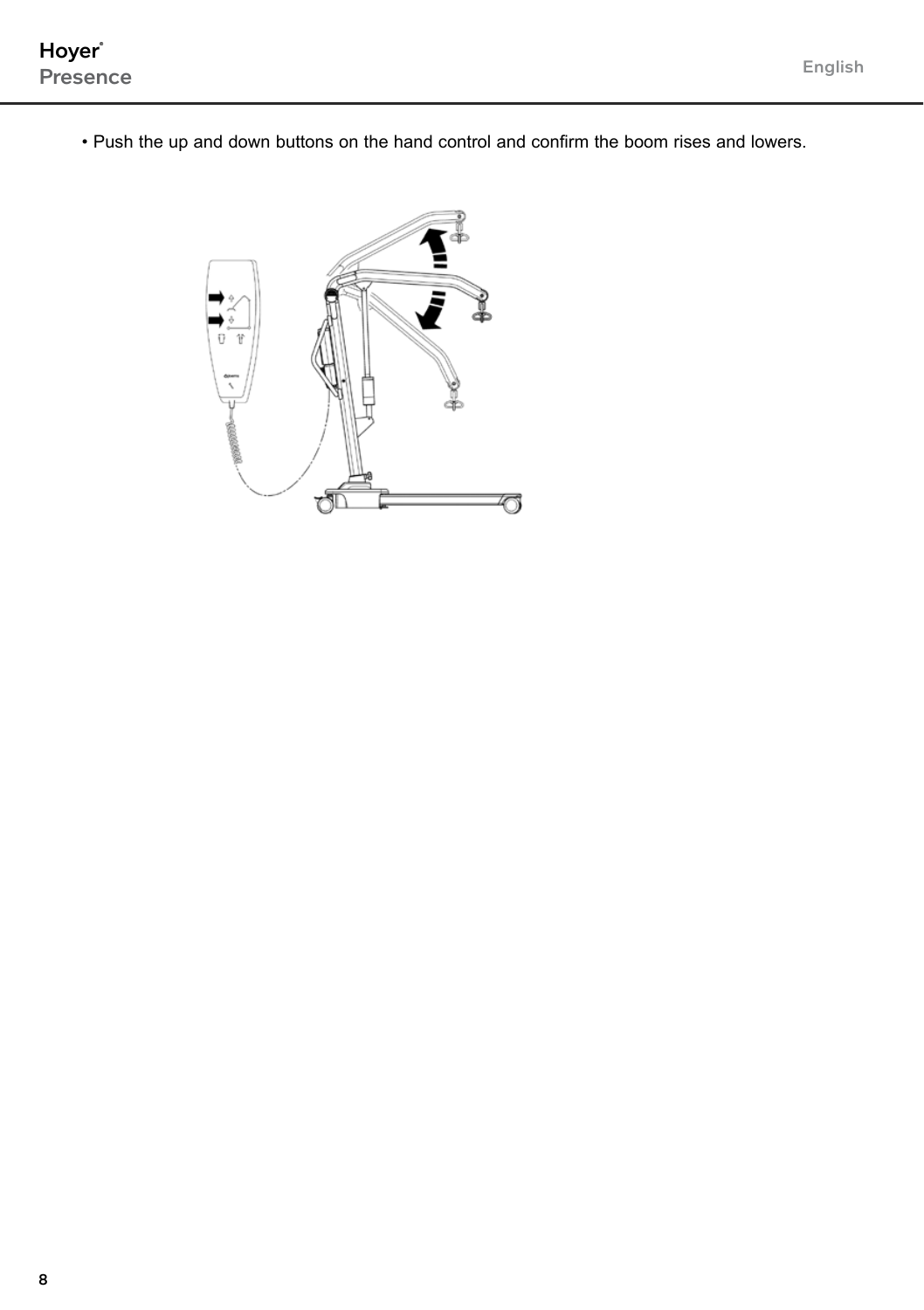- Push the up and down buttons on the hand control and confirm the boom rises and lowers.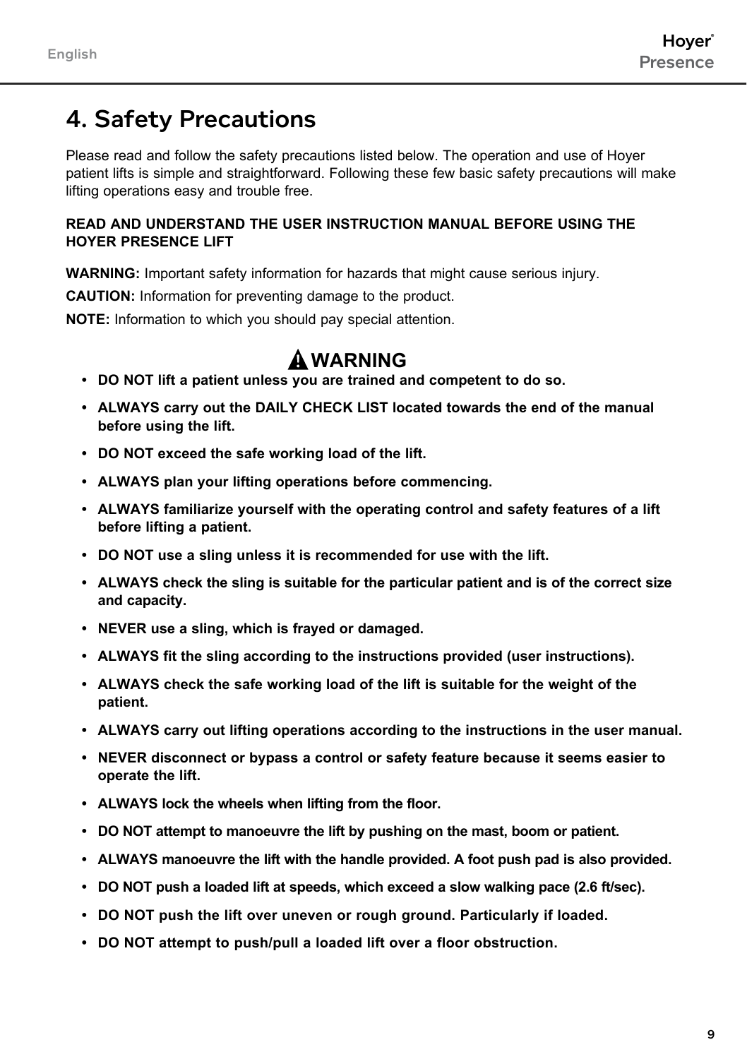# 4. Safety Precautions

Please read and follow the safety precautions listed below. The operation and use of Hoyer patient lifts is simple and straightforward. Following these few basic safety precautions will make lifting operations easy and trouble free.

**READ AND UNDERSTAND THE USER INSTRUCTION MANUAL BEFORE USING THE HOYER PRESENCE LIFT**

**WARNING:** Important safety information for hazards that might cause serious injury.

**CAUTION:** Information for preventing damage to the product.

**NOTE:** Information to which you should pay special attention.

## WARNING

- **DO NOT lift a patient unless you are trained and competent to do so.**
- **ALWAYS carry out the DAILY CHECK LIST located towards the end of the manual before using the lift.**
- **DO NOT exceed the safe working load of the lift.**
- **ALWAYS plan your lifting operations before commencing.**
- **ALWAYS familiarize yourself with the operating control and safety features of a lift before lifting a patient.**
- **DO NOT use a sling unless it is recommended for use with the lift.**
- **ALWAYS check the sling is suitable for the particular patient and is of the correct size and capacity.**
- **NEVER use a sling, which is frayed or damaged.**
- **ALWAYS fit the sling according to the instructions provided (user instructions).**
- **ALWAYS check the safe working load of the lift is suitable for the weight of the patient.**
- **ALWAYS carry out lifting operations according to the instructions in the user manual.**
- **NEVER disconnect or bypass a control or safety feature because it seems easier to operate the lift.**
- **ALWAYS lock the wheels when lifting from the floor.**
- **DO NOT attempt to manoeuvre the lift by pushing on the mast, boom or patient.**
- **ALWAYS manoeuvre the lift with the handle provided. A foot push pad is also provided.**
- **DO NOT push a loaded lift at speeds, which exceed a slow walking pace (2.6 ft/sec).**
- **DO NOT push the lift over uneven or rough ground. Particularly if loaded.**
- **DO NOT attempt to push/pull a loaded lift over a floor obstruction.**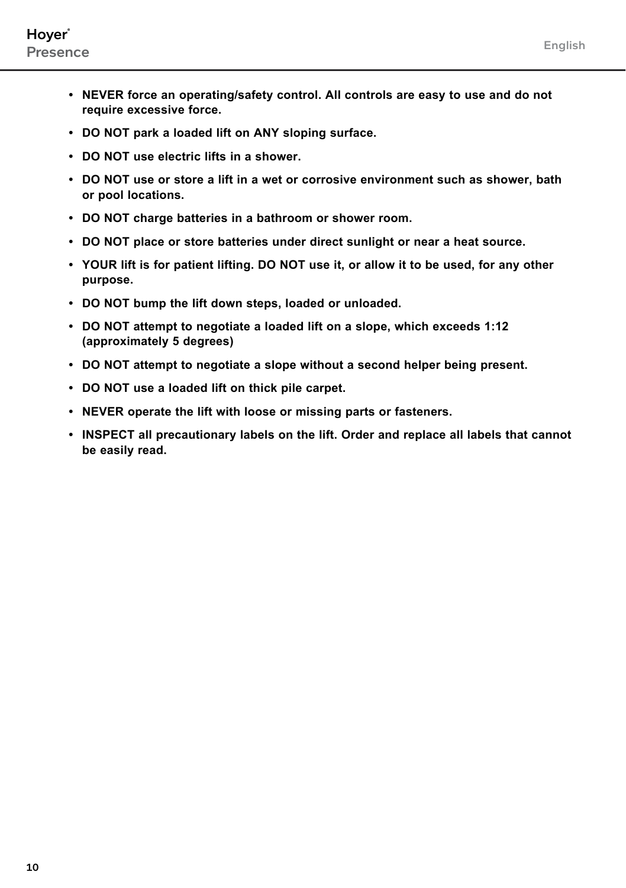- **NEVER force an operating/safety control. All controls are easy to use and do not require excessive force.**
- **DO NOT park a loaded lift on ANY sloping surface.**
- **DO NOT use electric lifts in a shower.**
- **DO NOT use or store a lift in a wet or corrosive environment such as shower, bath or pool locations.**
- **DO NOT charge batteries in a bathroom or shower room.**
- **DO NOT place or store batteries under direct sunlight or near a heat source.**
- **YOUR lift is for patient lifting. DO NOT use it, or allow it to be used, for any other purpose.**
- **DO NOT bump the lift down steps, loaded or unloaded.**
- **DO NOT attempt to negotiate a loaded lift on a slope, which exceeds 1:12 (approximately 5 degrees)**
- **DO NOT attempt to negotiate a slope without a second helper being present.**
- **DO NOT use a loaded lift on thick pile carpet.**
- **NEVER operate the lift with loose or missing parts or fasteners.**
- **INSPECT all precautionary labels on the lift. Order and replace all labels that cannot be easily read.**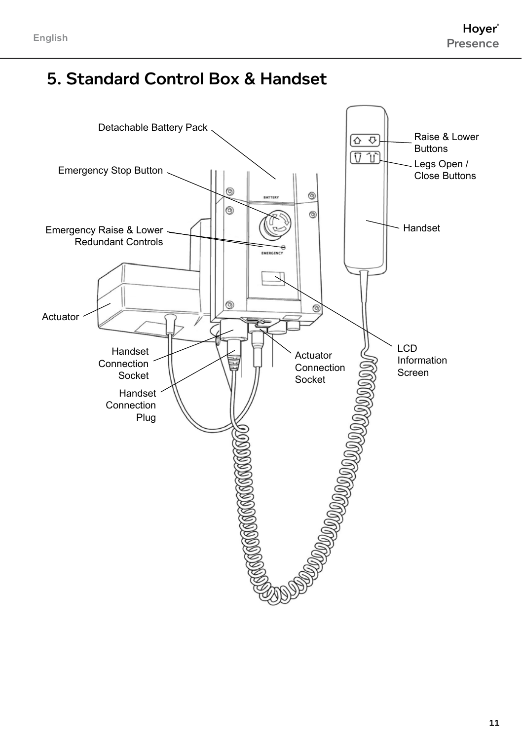# 5. Standard Control Box & Handset

- Detachable Battery Pack
- Emergency Stop Button
- Emergency Raise & Lower Redundant Controls
- Actuator
- Handset Connection Socket
- Handset Connection Plug
- Actuator Connection Socket
- LCD Information Screen
- Handset
- Raise & Lower Buttons
- Legs Open / Close Buttons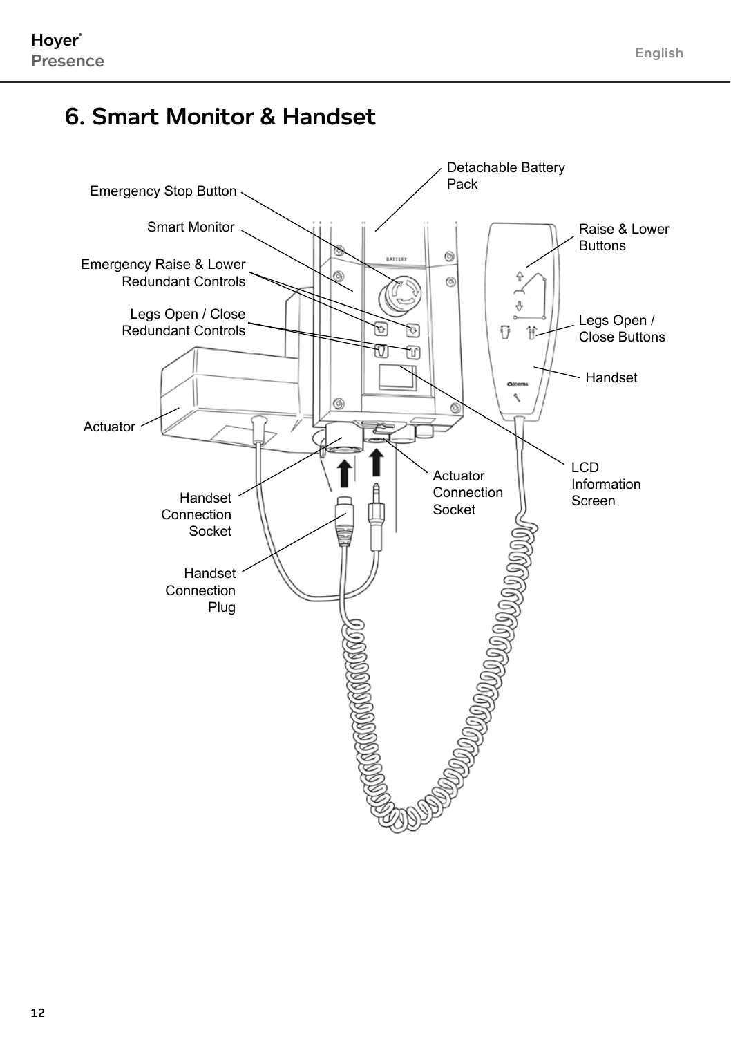# 6. Smart Monitor & Handset

Emergency Stop Button

Smart Monitor

Emergency Raise & Lower Redundant Controls

Legs Open / Close Redundant Controls

Actuator

Handset Connection Socket

Handset Connection Plug

Detachable Battery Pack

Raise & Lower Buttons

Legs Open / Close Buttons

Handset

Actuator Connection Socket

LCD Information Screen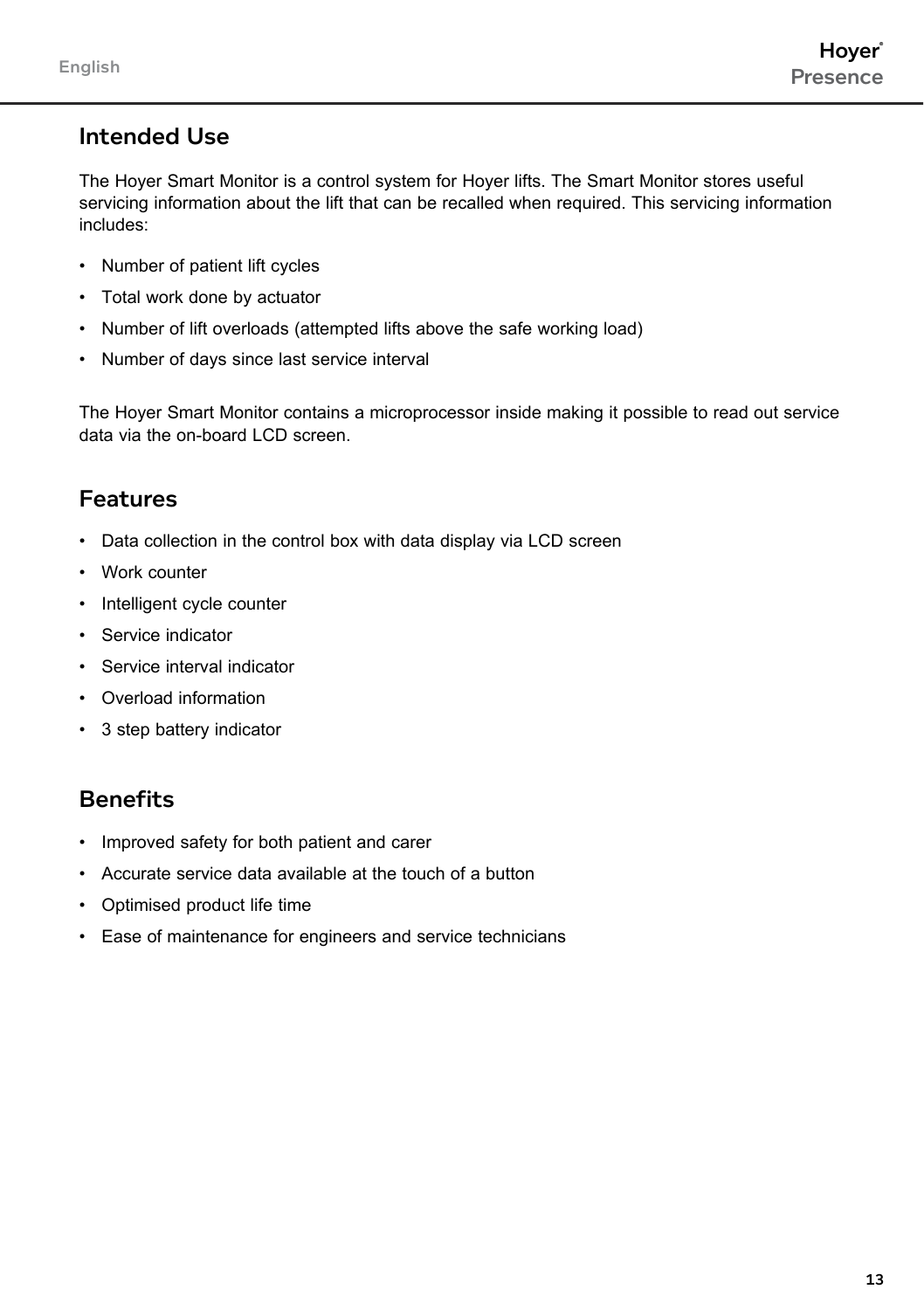## Intended Use

The Hoyer Smart Monitor is a control system for Hoyer lifts. The Smart Monitor stores useful servicing information about the lift that can be recalled when required. This servicing information includes:

- Number of patient lift cycles
- Total work done by actuator
- Number of lift overloads (attempted lifts above the safe working load)
- Number of days since last service interval

The Hoyer Smart Monitor contains a microprocessor inside making it possible to read out service data via the on-board LCD screen.

## Features

- Data collection in the control box with data display via LCD screen
- Work counter
- Intelligent cycle counter
- Service indicator
- Service interval indicator
- Overload information
- 3 step battery indicator

## Benefits

- Improved safety for both patient and carer
- Accurate service data available at the touch of a button
- Optimised product life time
- Ease of maintenance for engineers and service technicians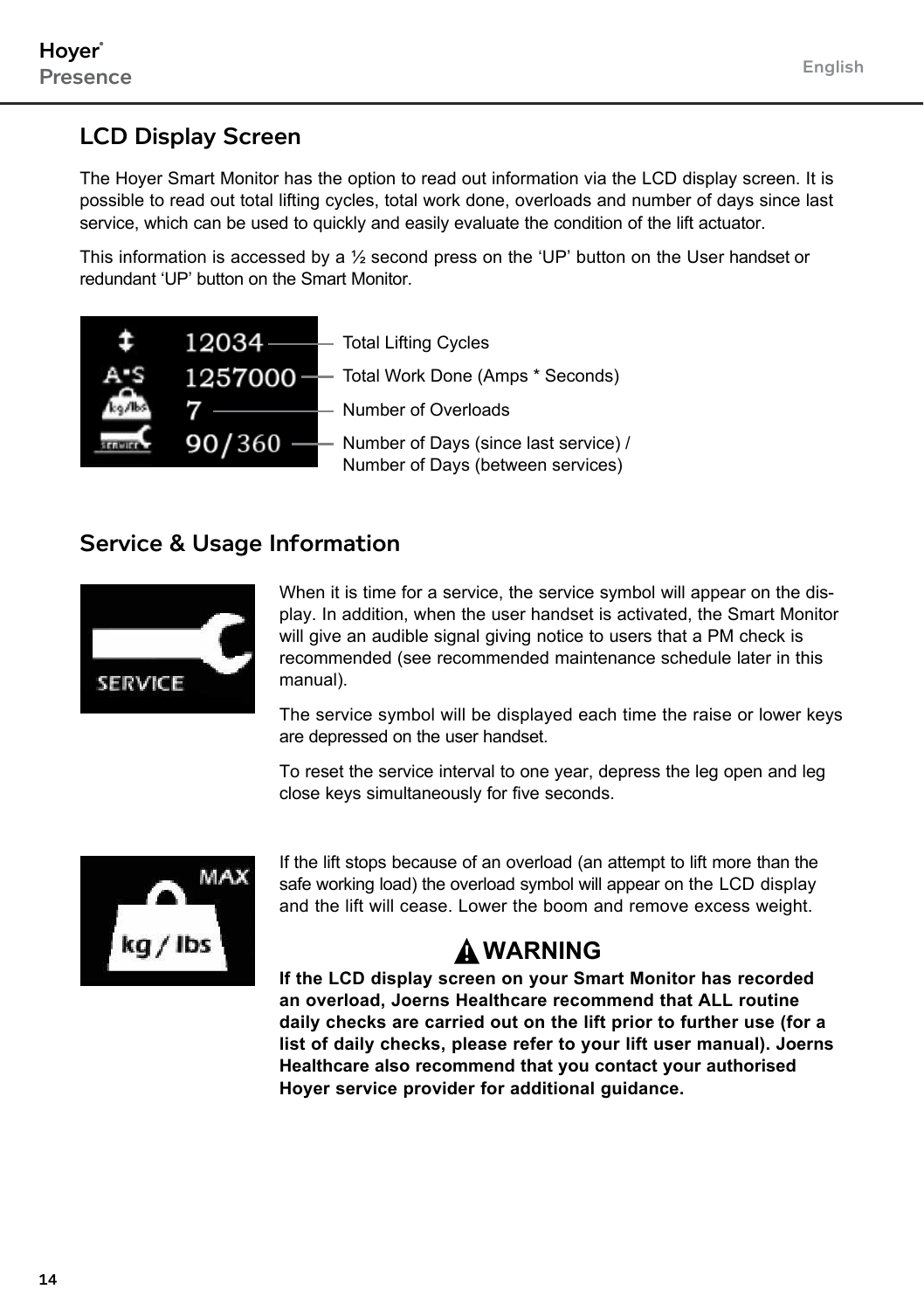## LCD Display Screen

The Hoyer Smart Monitor has the option to read out information via the LCD display screen. It is possible to read out total lifting cycles, total work done, overloads and number of days since last service, which can be used to quickly and easily evaluate the condition of the lift actuator.

This information is accessed by a ½ second press on the 'UP' button on the User handset or redundant 'UP' button on the Smart Monitor.

- 12034 — Total Lifting Cycles
- 1257000 — Total Work Done (Amps * Seconds)
- 7 — Number of Overloads
- 90/360 — Number of Days (since last service) / Number of Days (between services)

## Service & Usage Information

When it is time for a service, the service symbol will appear on the display. In addition, when the user handset is activated, the Smart Monitor will give an audible signal giving notice to users that a PM check is recommended (see recommended maintenance schedule later in this manual).

The service symbol will be displayed each time the raise or lower keys are depressed on the user handset.

To reset the service interval to one year, depress the leg open and leg close keys simultaneously for five seconds.

If the lift stops because of an overload (an attempt to lift more than the safe working load) the overload symbol will appear on the LCD display and the lift will cease. Lower the boom and remove excess weight.

**WARNING**

**If the LCD display screen on your Smart Monitor has recorded an overload, Joerns Healthcare recommend that ALL routine daily checks are carried out on the lift prior to further use (for a list of daily checks, please refer to your lift user manual). Joerns Healthcare also recommend that you contact your authorised Hoyer service provider for additional guidance.**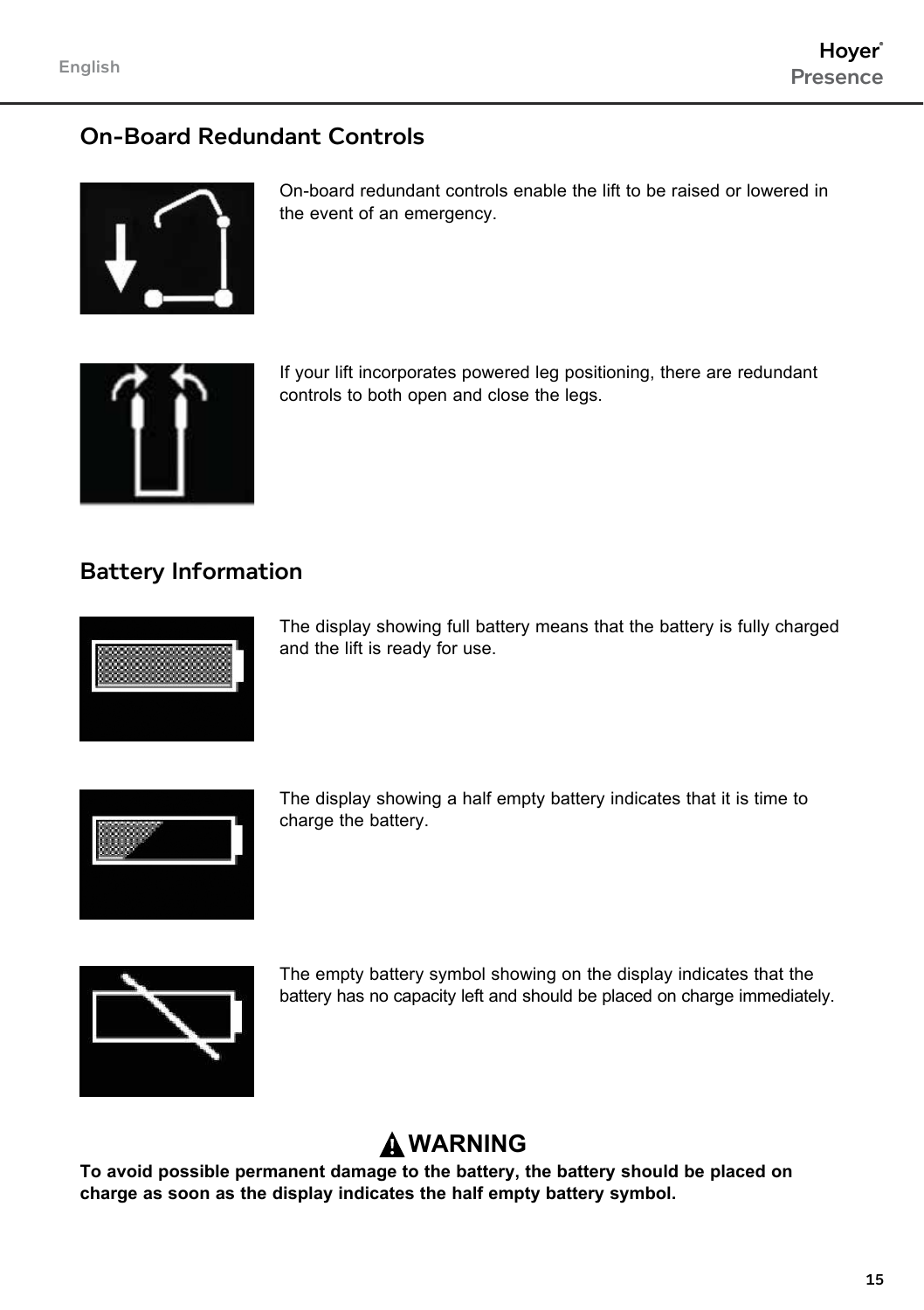## On-Board Redundant Controls

On-board redundant controls enable the lift to be raised or lowered in the event of an emergency.

If your lift incorporates powered leg positioning, there are redundant controls to both open and close the legs.

## Battery Information

The display showing full battery means that the battery is fully charged and the lift is ready for use.

The display showing a half empty battery indicates that it is time to charge the battery.

The empty battery symbol showing on the display indicates that the battery has no capacity left and should be placed on charge immediately.

**⚠ WARNING**

**To avoid possible permanent damage to the battery, the battery should be placed on charge as soon as the display indicates the half empty battery symbol.**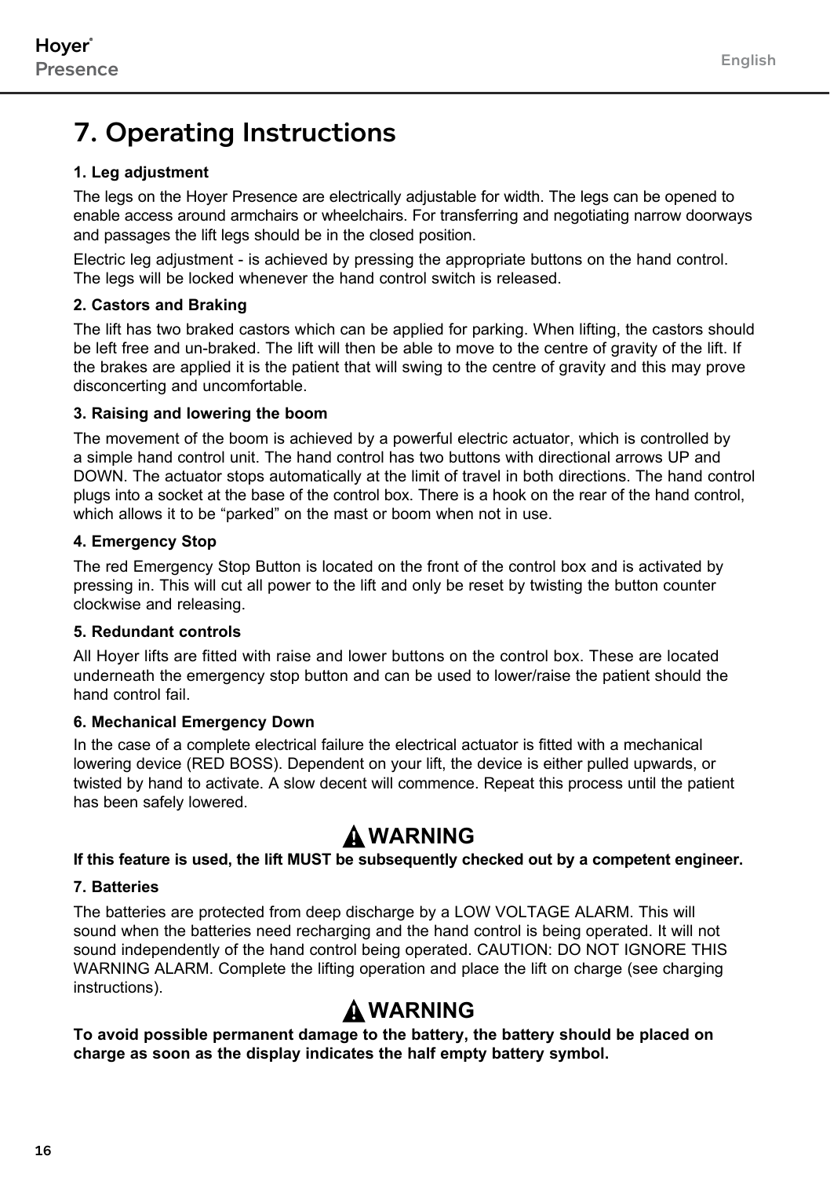# 7. Operating Instructions

### 1. Leg adjustment

The legs on the Hoyer Presence are electrically adjustable for width. The legs can be opened to enable access around armchairs or wheelchairs. For transferring and negotiating narrow doorways and passages the lift legs should be in the closed position.

Electric leg adjustment - is achieved by pressing the appropriate buttons on the hand control. The legs will be locked whenever the hand control switch is released.

### 2. Castors and Braking

The lift has two braked castors which can be applied for parking. When lifting, the castors should be left free and un-braked. The lift will then be able to move to the centre of gravity of the lift. If the brakes are applied it is the patient that will swing to the centre of gravity and this may prove disconcerting and uncomfortable.

### 3. Raising and lowering the boom

The movement of the boom is achieved by a powerful electric actuator, which is controlled by a simple hand control unit. The hand control has two buttons with directional arrows UP and DOWN. The actuator stops automatically at the limit of travel in both directions. The hand control plugs into a socket at the base of the control box. There is a hook on the rear of the hand control, which allows it to be “parked” on the mast or boom when not in use.

### 4. Emergency Stop

The red Emergency Stop Button is located on the front of the control box and is activated by pressing in. This will cut all power to the lift and only be reset by twisting the button counter clockwise and releasing.

### 5. Redundant controls

All Hoyer lifts are fitted with raise and lower buttons on the control box. These are located underneath the emergency stop button and can be used to lower/raise the patient should the hand control fail.

### 6. Mechanical Emergency Down

In the case of a complete electrical failure the electrical actuator is fitted with a mechanical lowering device (RED BOSS). Dependent on your lift, the device is either pulled upwards, or twisted by hand to activate. A slow decent will commence. Repeat this process until the patient has been safely lowered.

**⚠ WARNING**

**If this feature is used, the lift MUST be subsequently checked out by a competent engineer.**

### 7. Batteries

The batteries are protected from deep discharge by a LOW VOLTAGE ALARM. This will sound when the batteries need recharging and the hand control is being operated. It will not sound independently of the hand control being operated. CAUTION: DO NOT IGNORE THIS WARNING ALARM. Complete the lifting operation and place the lift on charge (see charging instructions).

**⚠ WARNING**

**To avoid possible permanent damage to the battery, the battery should be placed on charge as soon as the display indicates the half empty battery symbol.**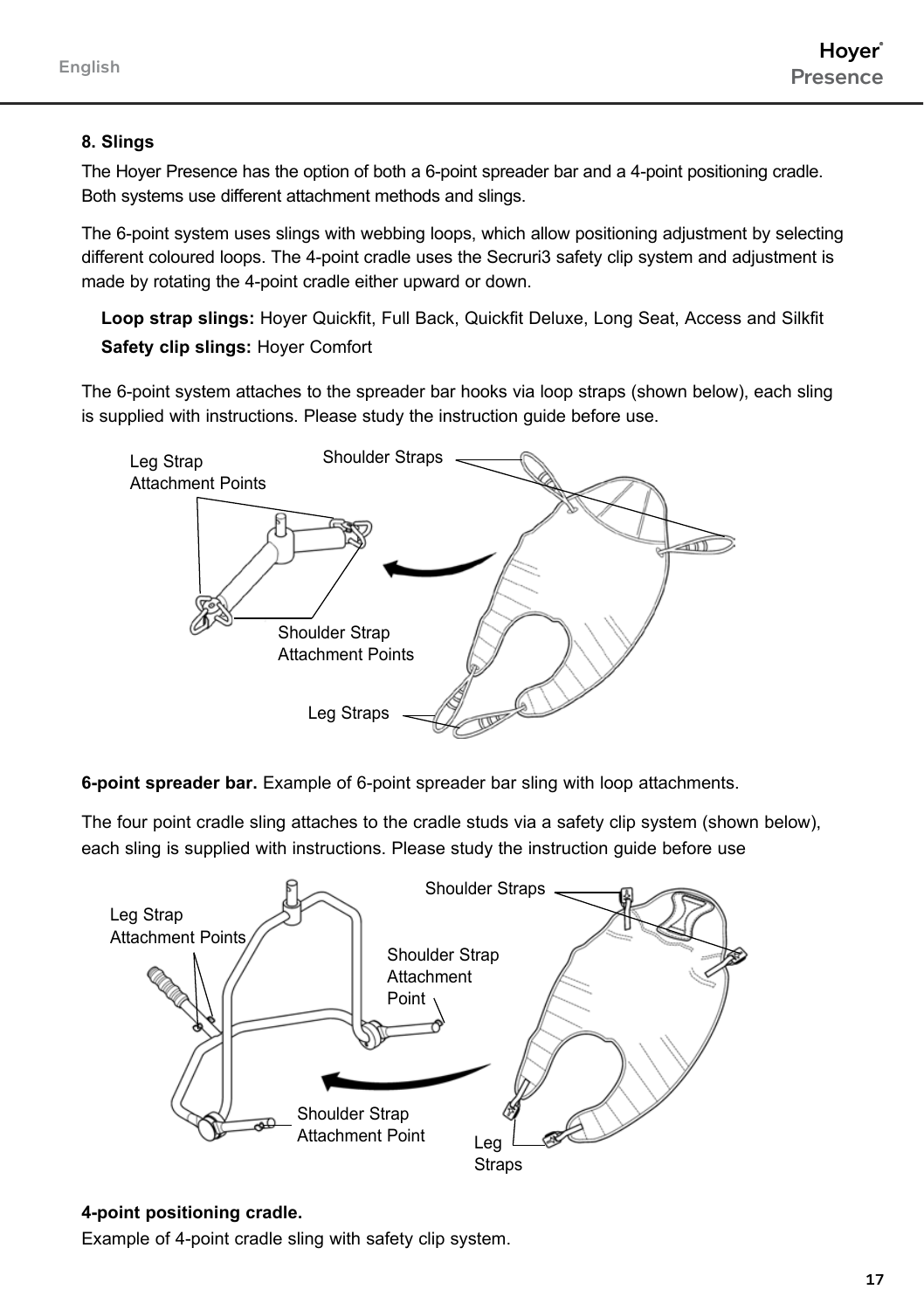## 8. Slings

The Hoyer Presence has the option of both a 6-point spreader bar and a 4-point positioning cradle. Both systems use different attachment methods and slings.

The 6-point system uses slings with webbing loops, which allow positioning adjustment by selecting different coloured loops. The 4-point cradle uses the Secruri3 safety clip system and adjustment is made by rotating the 4-point cradle either upward or down.

**Loop strap slings:** Hoyer Quickfit, Full Back, Quickfit Deluxe, Long Seat, Access and Silkfit

**Safety clip slings:** Hoyer Comfort

The 6-point system attaches to the spreader bar hooks via loop straps (shown below), each sling is supplied with instructions. Please study the instruction guide before use.

Leg Strap Attachment Points

Shoulder Straps

Shoulder Strap Attachment Points

Leg Straps

**6-point spreader bar.** Example of 6-point spreader bar sling with loop attachments.

The four point cradle sling attaches to the cradle studs via a safety clip system (shown below), each sling is supplied with instructions. Please study the instruction guide before use

Shoulder Straps

Leg Strap Attachment Points

Shoulder Strap Attachment Point

Shoulder Strap Attachment Point

Leg Straps

**4-point positioning cradle.**

Example of 4-point cradle sling with safety clip system.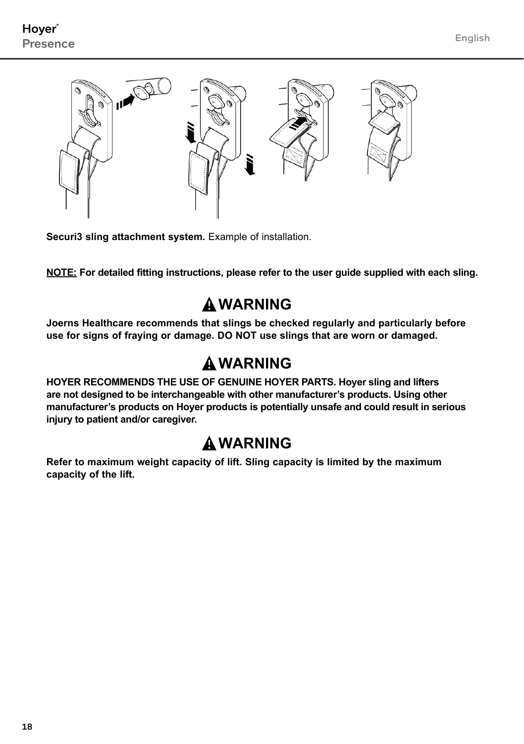**Securi3 sling attachment system.** Example of installation.

**NOTE: For detailed fitting instructions, please refer to the user guide supplied with each sling.**

## ⚠ WARNING

**Joerns Healthcare recommends that slings be checked regularly and particularly before use for signs of fraying or damage. DO NOT use slings that are worn or damaged.**

## ⚠ WARNING

**HOYER RECOMMENDS THE USE OF GENUINE HOYER PARTS. Hoyer sling and lifters are not designed to be interchangeable with other manufacturer's products. Using other manufacturer's products on Hoyer products is potentially unsafe and could result in serious injury to patient and/or caregiver.**

## ⚠ WARNING

**Refer to maximum weight capacity of lift. Sling capacity is limited by the maximum capacity of the lift.**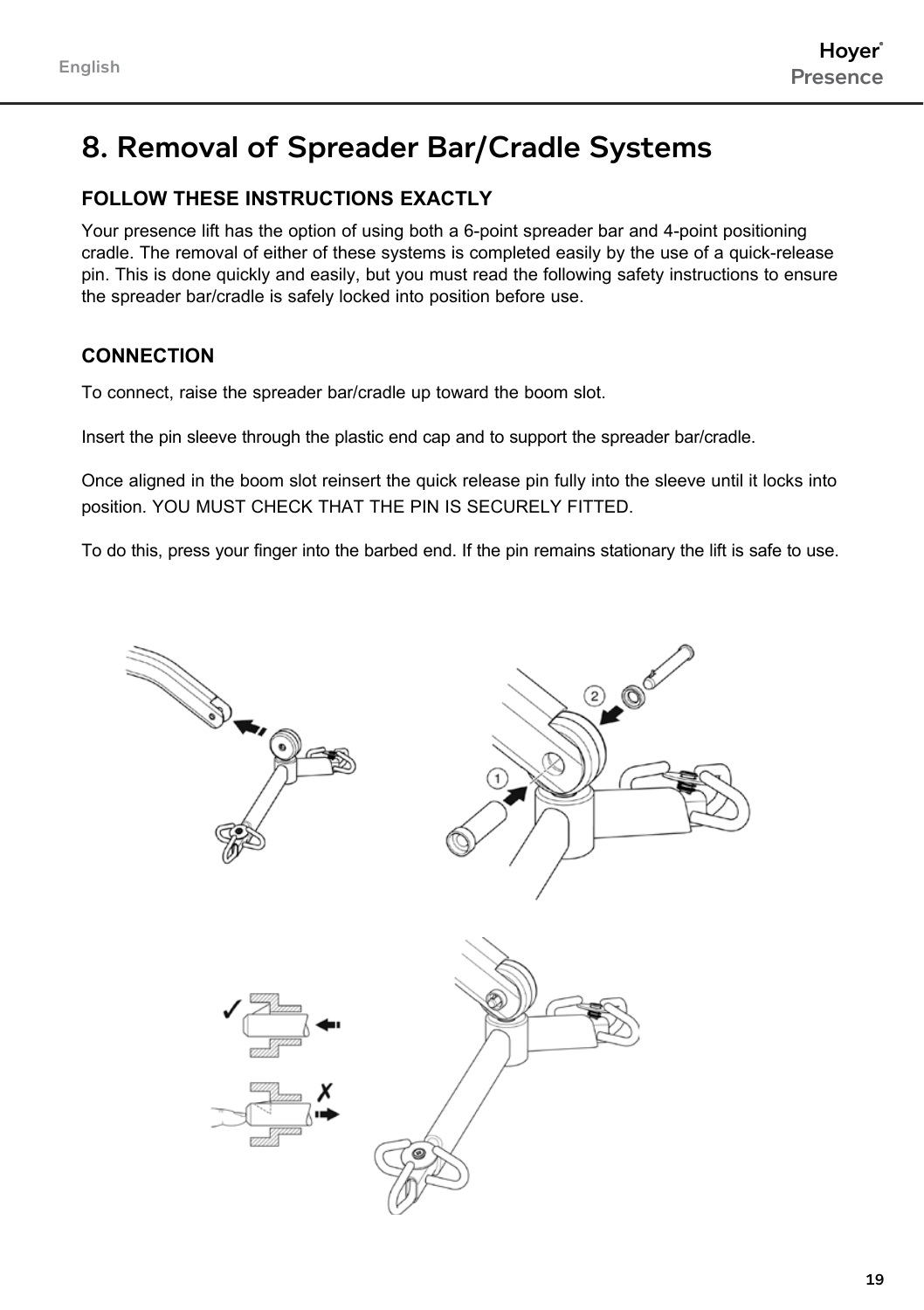# 8. Removal of Spreader Bar/Cradle Systems

**FOLLOW THESE INSTRUCTIONS EXACTLY**

Your presence lift has the option of using both a 6-point spreader bar and 4-point positioning cradle. The removal of either of these systems is completed easily by the use of a quick-release pin. This is done quickly and easily, but you must read the following safety instructions to ensure the spreader bar/cradle is safely locked into position before use.

**CONNECTION**

To connect, raise the spreader bar/cradle up toward the boom slot.

Insert the pin sleeve through the plastic end cap and to support the spreader bar/cradle.

Once aligned in the boom slot reinsert the quick release pin fully into the sleeve until it locks into position. YOU MUST CHECK THAT THE PIN IS SECURELY FITTED.

To do this, press your finger into the barbed end. If the pin remains stationary the lift is safe to use.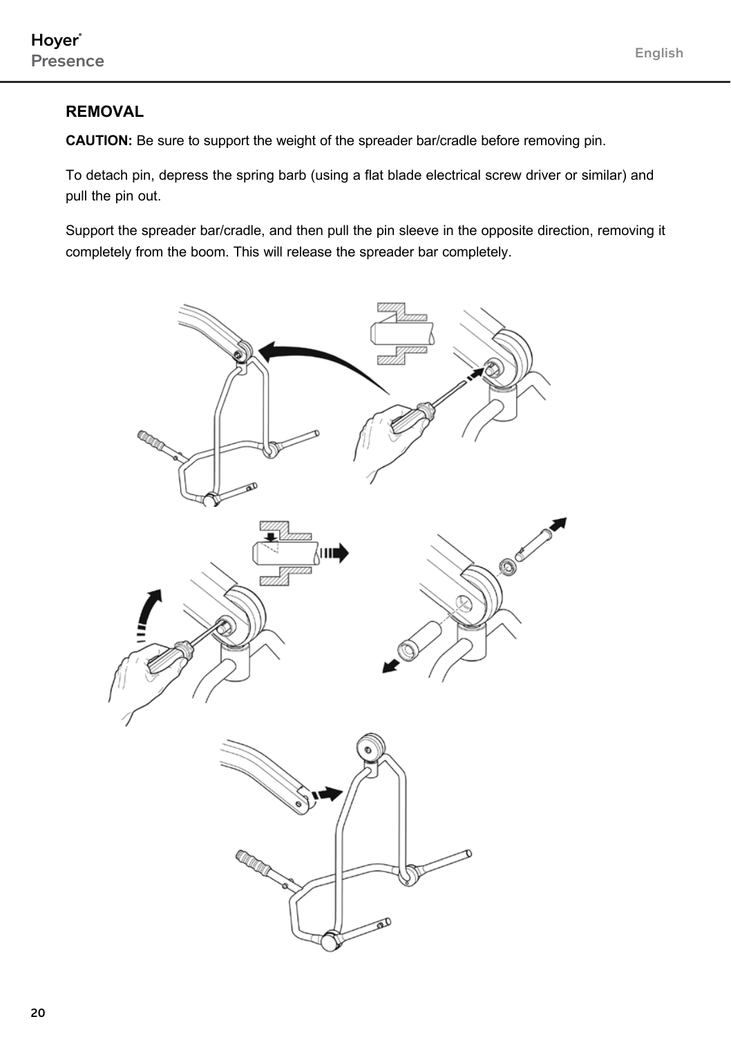## REMOVAL

**CAUTION:** Be sure to support the weight of the spreader bar/cradle before removing pin.

To detach pin, depress the spring barb (using a flat blade electrical screw driver or similar) and pull the pin out.

Support the spreader bar/cradle, and then pull the pin sleeve in the opposite direction, removing it completely from the boom. This will release the spreader bar completely.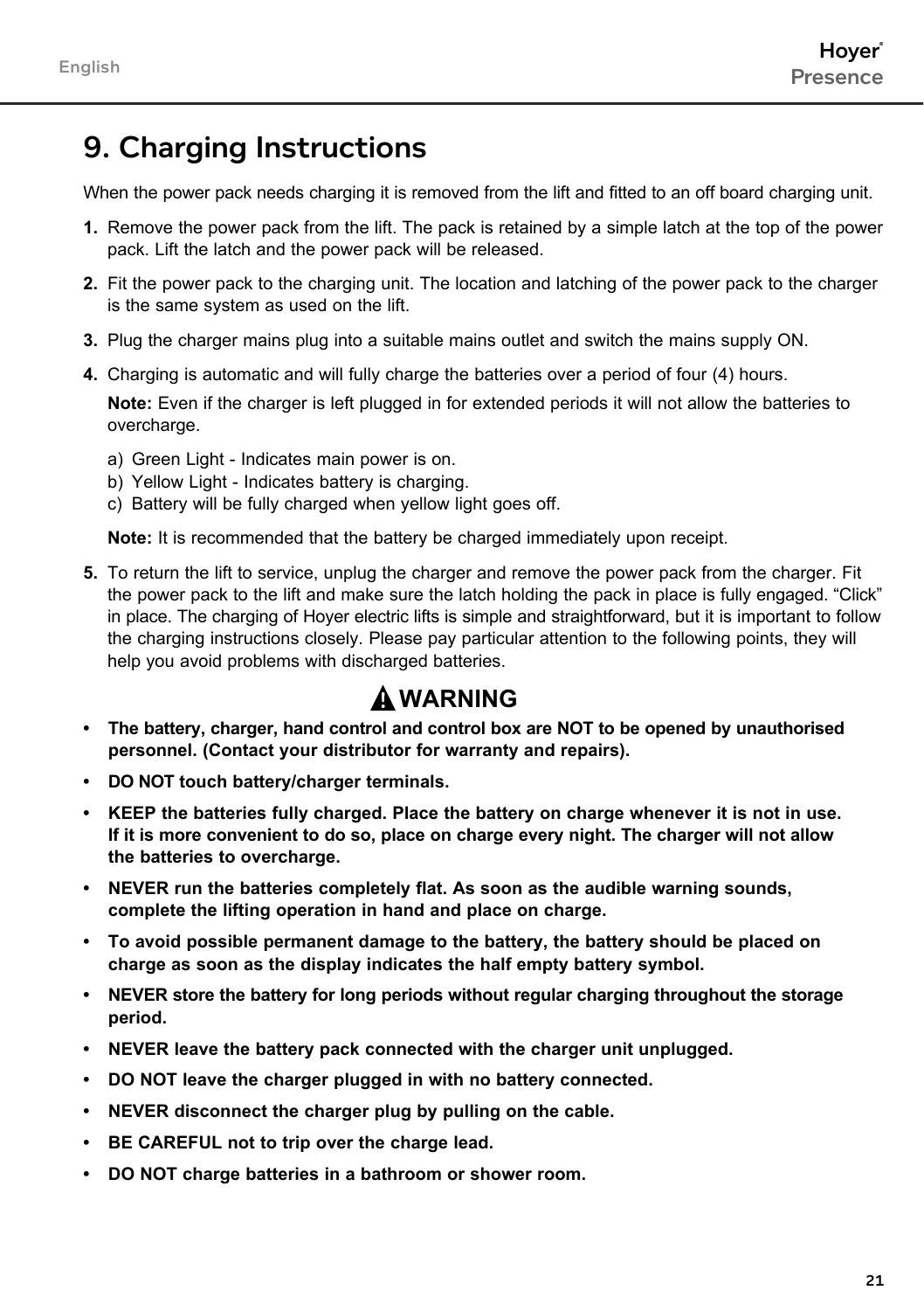# 9. Charging Instructions

When the power pack needs charging it is removed from the lift and fitted to an off board charging unit.

1. Remove the power pack from the lift. The pack is retained by a simple latch at the top of the power pack. Lift the latch and the power pack will be released.
2. Fit the power pack to the charging unit. The location and latching of the power pack to the charger is the same system as used on the lift.
3. Plug the charger mains plug into a suitable mains outlet and switch the mains supply ON.
4. Charging is automatic and will fully charge the batteries over a period of four (4) hours.

   **Note:** Even if the charger is left plugged in for extended periods it will not allow the batteries to overcharge.

   a) Green Light - Indicates main power is on.
   b) Yellow Light - Indicates battery is charging.
   c) Battery will be fully charged when yellow light goes off.

   **Note:** It is recommended that the battery be charged immediately upon receipt.

5. To return the lift to service, unplug the charger and remove the power pack from the charger. Fit the power pack to the lift and make sure the latch holding the pack in place is fully engaged. "Click" in place. The charging of Hoyer electric lifts is simple and straightforward, but it is important to follow the charging instructions closely. Please pay particular attention to the following points, they will help you avoid problems with discharged batteries.

## ⚠ WARNING

- **The battery, charger, hand control and control box are NOT to be opened by unauthorised personnel. (Contact your distributor for warranty and repairs).**
- **DO NOT touch battery/charger terminals.**
- **KEEP the batteries fully charged. Place the battery on charge whenever it is not in use. If it is more convenient to do so, place on charge every night. The charger will not allow the batteries to overcharge.**
- **NEVER run the batteries completely flat. As soon as the audible warning sounds, complete the lifting operation in hand and place on charge.**
- **To avoid possible permanent damage to the battery, the battery should be placed on charge as soon as the display indicates the half empty battery symbol.**
- **NEVER store the battery for long periods without regular charging throughout the storage period.**
- **NEVER leave the battery pack connected with the charger unit unplugged.**
- **DO NOT leave the charger plugged in with no battery connected.**
- **NEVER disconnect the charger plug by pulling on the cable.**
- **BE CAREFUL not to trip over the charge lead.**
- **DO NOT charge batteries in a bathroom or shower room.**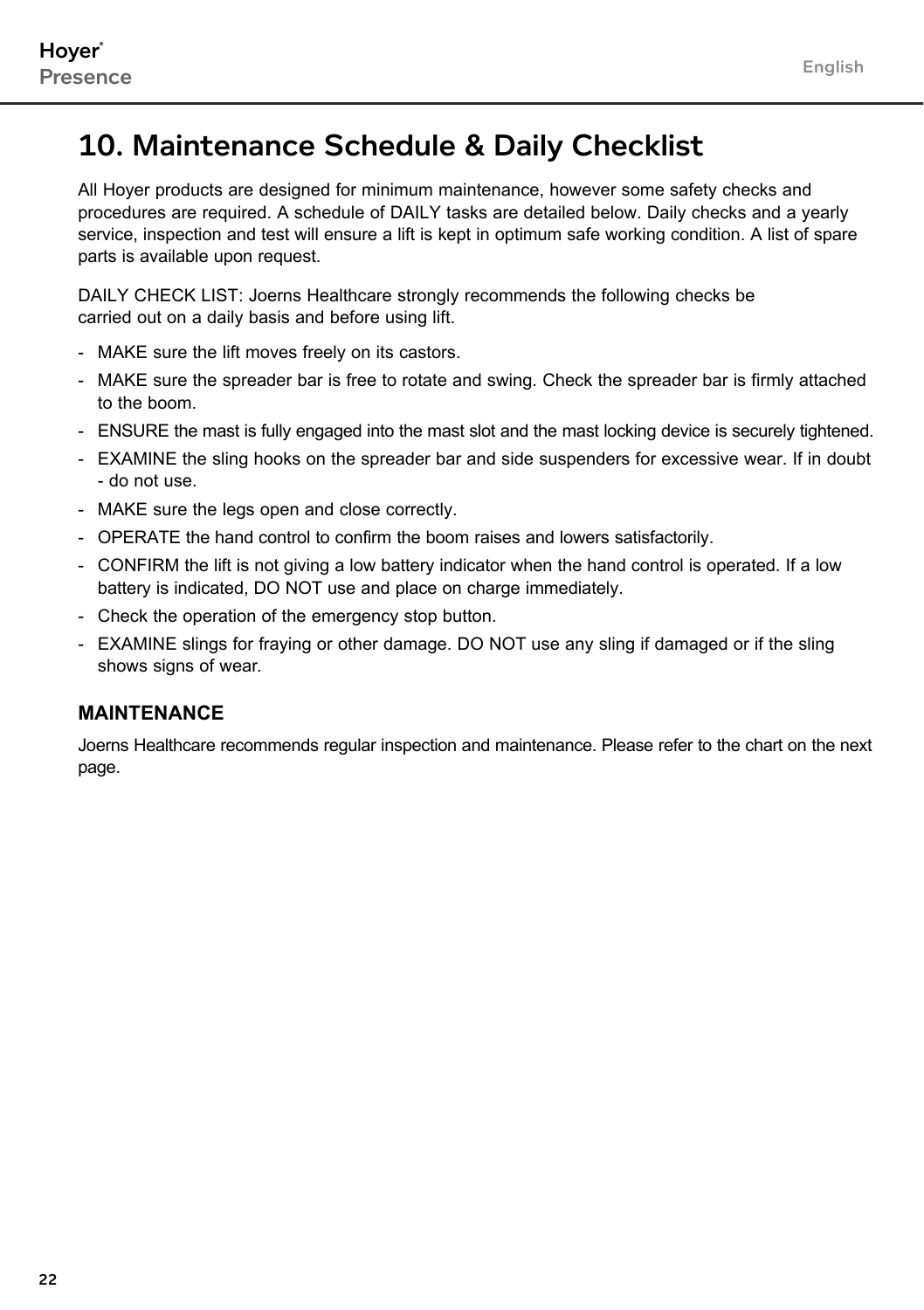# 10. Maintenance Schedule & Daily Checklist

All Hoyer products are designed for minimum maintenance, however some safety checks and procedures are required. A schedule of DAILY tasks are detailed below. Daily checks and a yearly service, inspection and test will ensure a lift is kept in optimum safe working condition. A list of spare parts is available upon request.

DAILY CHECK LIST: Joerns Healthcare strongly recommends the following checks be carried out on a daily basis and before using lift.

- MAKE sure the lift moves freely on its castors.
- MAKE sure the spreader bar is free to rotate and swing. Check the spreader bar is firmly attached to the boom.
- ENSURE the mast is fully engaged into the mast slot and the mast locking device is securely tightened.
- EXAMINE the sling hooks on the spreader bar and side suspenders for excessive wear. If in doubt - do not use.
- MAKE sure the legs open and close correctly.
- OPERATE the hand control to confirm the boom raises and lowers satisfactorily.
- CONFIRM the lift is not giving a low battery indicator when the hand control is operated. If a low battery is indicated, DO NOT use and place on charge immediately.
- Check the operation of the emergency stop button.
- EXAMINE slings for fraying or other damage. DO NOT use any sling if damaged or if the sling shows signs of wear.

## MAINTENANCE

Joerns Healthcare recommends regular inspection and maintenance. Please refer to the chart on the next page.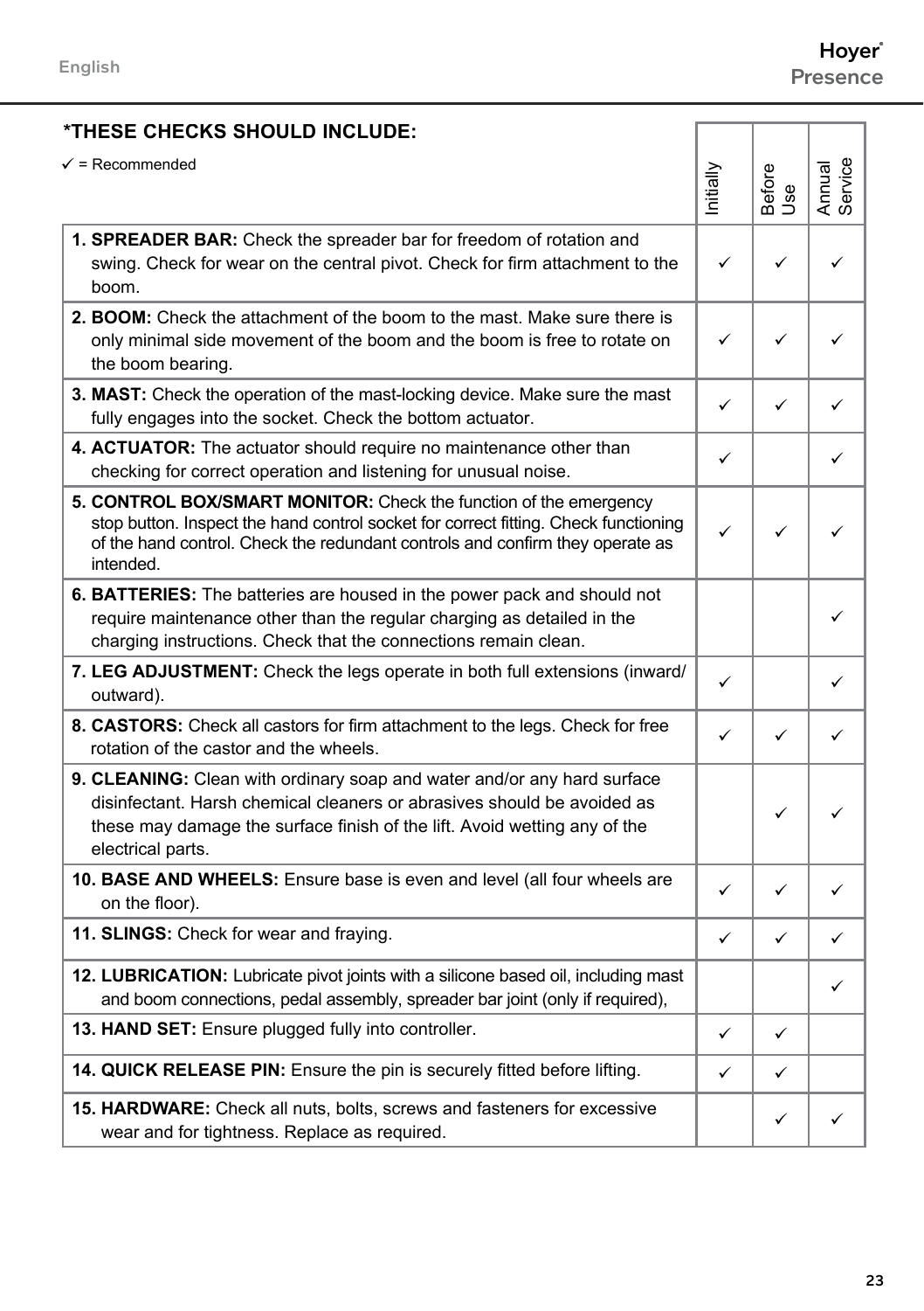## *THESE CHECKS SHOULD INCLUDE:

✓ = Recommended

| | Initially | Before Use | Annual Service |
|---|---|---|---|
| **1. SPREADER BAR:** Check the spreader bar for freedom of rotation and swing. Check for wear on the central pivot. Check for firm attachment to the boom. | ✓ | ✓ | ✓ |
| **2. BOOM:** Check the attachment of the boom to the mast. Make sure there is only minimal side movement of the boom and the boom is free to rotate on the boom bearing. | ✓ | ✓ | ✓ |
| **3. MAST:** Check the operation of the mast-locking device. Make sure the mast fully engages into the socket. Check the bottom actuator. | ✓ | ✓ | ✓ |
| **4. ACTUATOR:** The actuator should require no maintenance other than checking for correct operation and listening for unusual noise. | ✓ | | ✓ |
| **5. CONTROL BOX/SMART MONITOR:** Check the function of the emergency stop button. Inspect the hand control socket for correct fitting. Check functioning of the hand control. Check the redundant controls and confirm they operate as intended. | ✓ | ✓ | ✓ |
| **6. BATTERIES:** The batteries are housed in the power pack and should not require maintenance other than the regular charging as detailed in the charging instructions. Check that the connections remain clean. | | | ✓ |
| **7. LEG ADJUSTMENT:** Check the legs operate in both full extensions (inward/ outward). | ✓ | | ✓ |
| **8. CASTORS:** Check all castors for firm attachment to the legs. Check for free rotation of the castor and the wheels. | ✓ | ✓ | ✓ |
| **9. CLEANING:** Clean with ordinary soap and water and/or any hard surface disinfectant. Harsh chemical cleaners or abrasives should be avoided as these may damage the surface finish of the lift. Avoid wetting any of the electrical parts. | | ✓ | ✓ |
| **10. BASE AND WHEELS:** Ensure base is even and level (all four wheels are on the floor). | ✓ | ✓ | ✓ |
| **11. SLINGS:** Check for wear and fraying. | ✓ | ✓ | ✓ |
| **12. LUBRICATION:** Lubricate pivot joints with a silicone based oil, including mast and boom connections, pedal assembly, spreader bar joint (only if required), | | | ✓ |
| **13. HAND SET:** Ensure plugged fully into controller. | ✓ | ✓ | |
| **14. QUICK RELEASE PIN:** Ensure the pin is securely fitted before lifting. | ✓ | ✓ | |
| **15. HARDWARE:** Check all nuts, bolts, screws and fasteners for excessive wear and for tightness. Replace as required. | | ✓ | ✓ |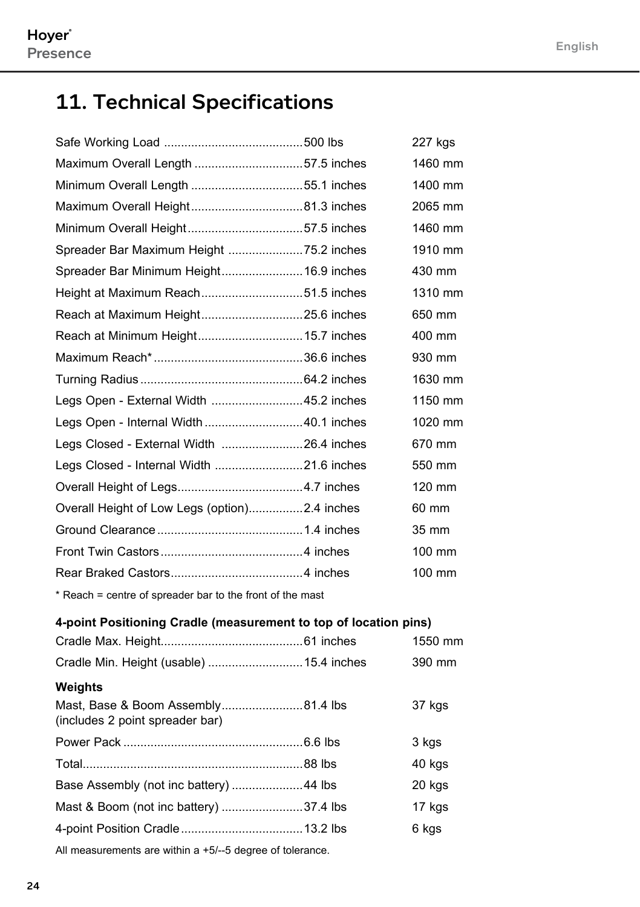# 11. Technical Specifications

| Specification | Imperial | Metric |
| --- | --- | --- |
| Safe Working Load | 500 lbs | 227 kgs |
| Maximum Overall Length | 57.5 inches | 1460 mm |
| Minimum Overall Length | 55.1 inches | 1400 mm |
| Maximum Overall Height | 81.3 inches | 2065 mm |
| Minimum Overall Height | 57.5 inches | 1460 mm |
| Spreader Bar Maximum Height | 75.2 inches | 1910 mm |
| Spreader Bar Minimum Height | 16.9 inches | 430 mm |
| Height at Maximum Reach | 51.5 inches | 1310 mm |
| Reach at Maximum Height | 25.6 inches | 650 mm |
| Reach at Minimum Height | 15.7 inches | 400 mm |
| Maximum Reach* | 36.6 inches | 930 mm |
| Turning Radius | 64.2 inches | 1630 mm |
| Legs Open - External Width | 45.2 inches | 1150 mm |
| Legs Open - Internal Width | 40.1 inches | 1020 mm |
| Legs Closed - External Width | 26.4 inches | 670 mm |
| Legs Closed - Internal Width | 21.6 inches | 550 mm |
| Overall Height of Legs | 4.7 inches | 120 mm |
| Overall Height of Low Legs (option) | 2.4 inches | 60 mm |
| Ground Clearance | 1.4 inches | 35 mm |
| Front Twin Castors | 4 inches | 100 mm |
| Rear Braked Castors | 4 inches | 100 mm |

* Reach = centre of spreader bar to the front of the mast

**4-point Positioning Cradle (measurement to top of location pins)**

| Specification | Imperial | Metric |
| --- | --- | --- |
| Cradle Max. Height | 61 inches | 1550 mm |
| Cradle Min. Height (usable) | 15.4 inches | 390 mm |

**Weights**

| Component | Imperial | Metric |
| --- | --- | --- |
| Mast, Base & Boom Assembly (includes 2 point spreader bar) | 81.4 lbs | 37 kgs |
| Power Pack | 6.6 lbs | 3 kgs |
| Total | 88 lbs | 40 kgs |
| Base Assembly (not inc battery) | 44 lbs | 20 kgs |
| Mast & Boom (not inc battery) | 37.4 lbs | 17 kgs |
| 4-point Position Cradle | 13.2 lbs | 6 kgs |

All measurements are within a +5/--5 degree of tolerance.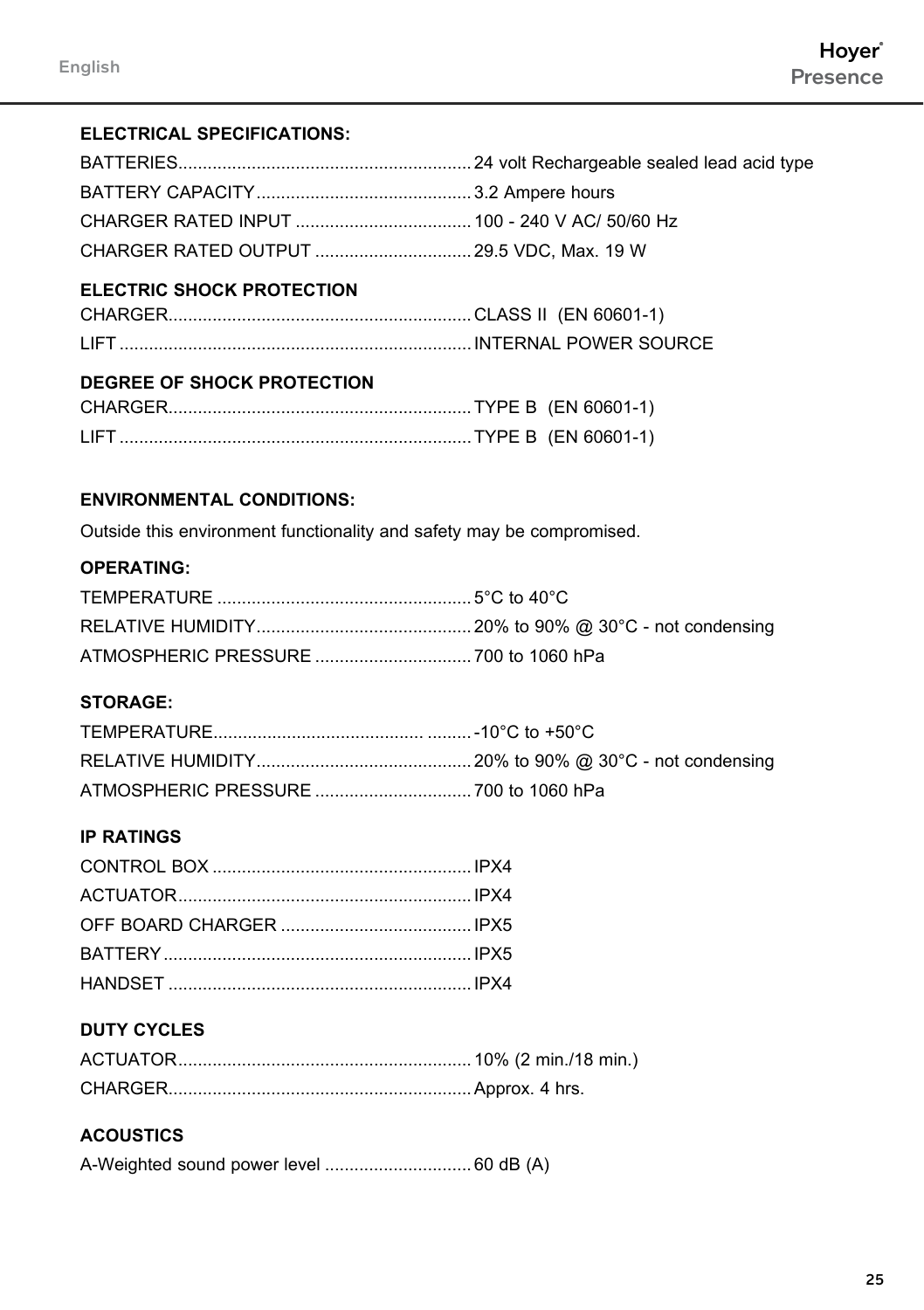**ELECTRICAL SPECIFICATIONS:**

BATTERIES............................................................ 24 volt Rechargeable sealed lead acid type

BATTERY CAPACITY............................................ 3.2 Ampere hours

CHARGER RATED INPUT .................................... 100 - 240 V AC/ 50/60 Hz

CHARGER RATED OUTPUT ................................ 29.5 VDC, Max. 19 W

**ELECTRIC SHOCK PROTECTION**

CHARGER.............................................................. CLASS II (EN 60601-1)

LIFT ........................................................................ INTERNAL POWER SOURCE

**DEGREE OF SHOCK PROTECTION**

CHARGER.............................................................. TYPE B (EN 60601-1)

LIFT ........................................................................ TYPE B (EN 60601-1)

**ENVIRONMENTAL CONDITIONS:**

Outside this environment functionality and safety may be compromised.

**OPERATING:**

TEMPERATURE .................................................... 5°C to 40°C

RELATIVE HUMIDITY............................................ 20% to 90% @ 30°C - not condensing

ATMOSPHERIC PRESSURE ................................ 700 to 1060 hPa

**STORAGE:**

TEMPERATURE......................................... .......... -10°C to +50°C

RELATIVE HUMIDITY............................................ 20% to 90% @ 30°C - not condensing

ATMOSPHERIC PRESSURE ................................ 700 to 1060 hPa

**IP RATINGS**

CONTROL BOX ..................................................... IPX4

ACTUATOR............................................................ IPX4

OFF BOARD CHARGER ....................................... IPX5

BATTERY............................................................... IPX5

HANDSET .............................................................. IPX4

**DUTY CYCLES**

ACTUATOR............................................................ 10% (2 min./18 min.)

CHARGER.............................................................. Approx. 4 hrs.

**ACOUSTICS**

A-Weighted sound power level .............................. 60 dB (A)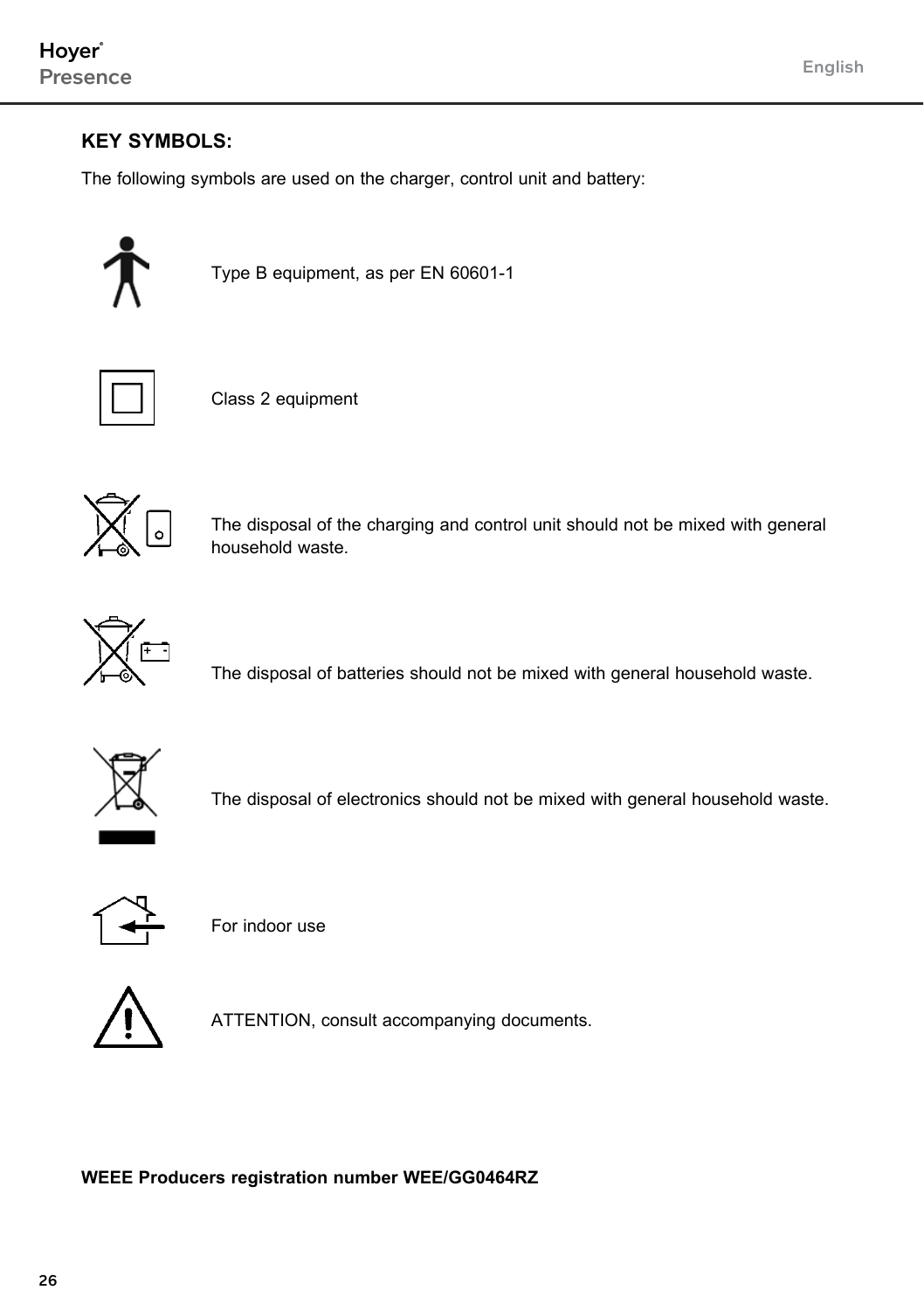## KEY SYMBOLS:

The following symbols are used on the charger, control unit and battery:

Type B equipment, as per EN 60601-1

Class 2 equipment

The disposal of the charging and control unit should not be mixed with general household waste.

The disposal of batteries should not be mixed with general household waste.

The disposal of electronics should not be mixed with general household waste.

For indoor use

ATTENTION, consult accompanying documents.

**WEEE Producers registration number WEE/GG0464RZ**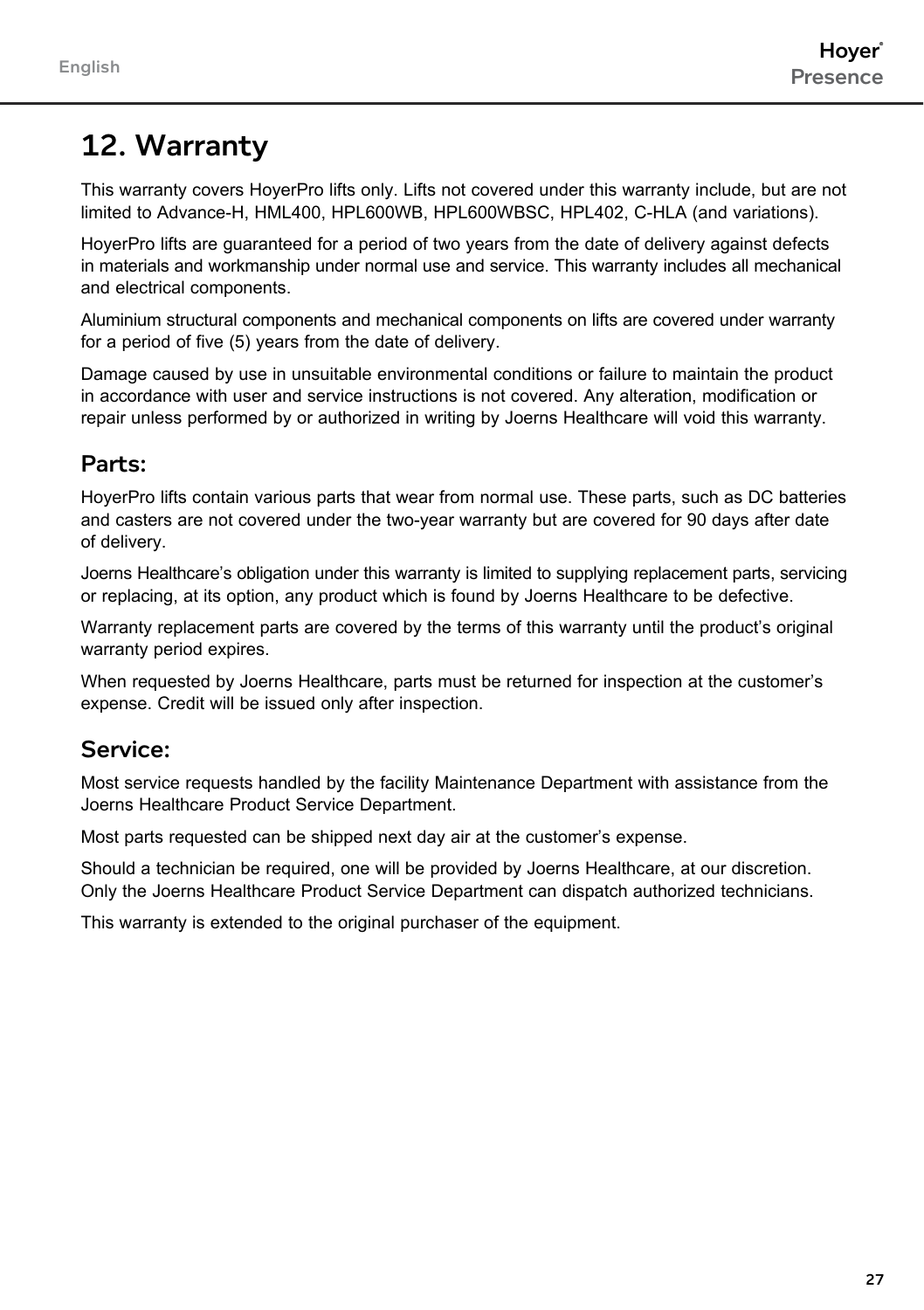# 12. Warranty

This warranty covers HoyerPro lifts only. Lifts not covered under this warranty include, but are not limited to Advance-H, HML400, HPL600WB, HPL600WBSC, HPL402, C-HLA (and variations).

HoyerPro lifts are guaranteed for a period of two years from the date of delivery against defects in materials and workmanship under normal use and service. This warranty includes all mechanical and electrical components.

Aluminium structural components and mechanical components on lifts are covered under warranty for a period of five (5) years from the date of delivery.

Damage caused by use in unsuitable environmental conditions or failure to maintain the product in accordance with user and service instructions is not covered. Any alteration, modification or repair unless performed by or authorized in writing by Joerns Healthcare will void this warranty.

## Parts:

HoyerPro lifts contain various parts that wear from normal use. These parts, such as DC batteries and casters are not covered under the two-year warranty but are covered for 90 days after date of delivery.

Joerns Healthcare's obligation under this warranty is limited to supplying replacement parts, servicing or replacing, at its option, any product which is found by Joerns Healthcare to be defective.

Warranty replacement parts are covered by the terms of this warranty until the product's original warranty period expires.

When requested by Joerns Healthcare, parts must be returned for inspection at the customer's expense. Credit will be issued only after inspection.

## Service:

Most service requests handled by the facility Maintenance Department with assistance from the Joerns Healthcare Product Service Department.

Most parts requested can be shipped next day air at the customer's expense.

Should a technician be required, one will be provided by Joerns Healthcare, at our discretion. Only the Joerns Healthcare Product Service Department can dispatch authorized technicians.

This warranty is extended to the original purchaser of the equipment.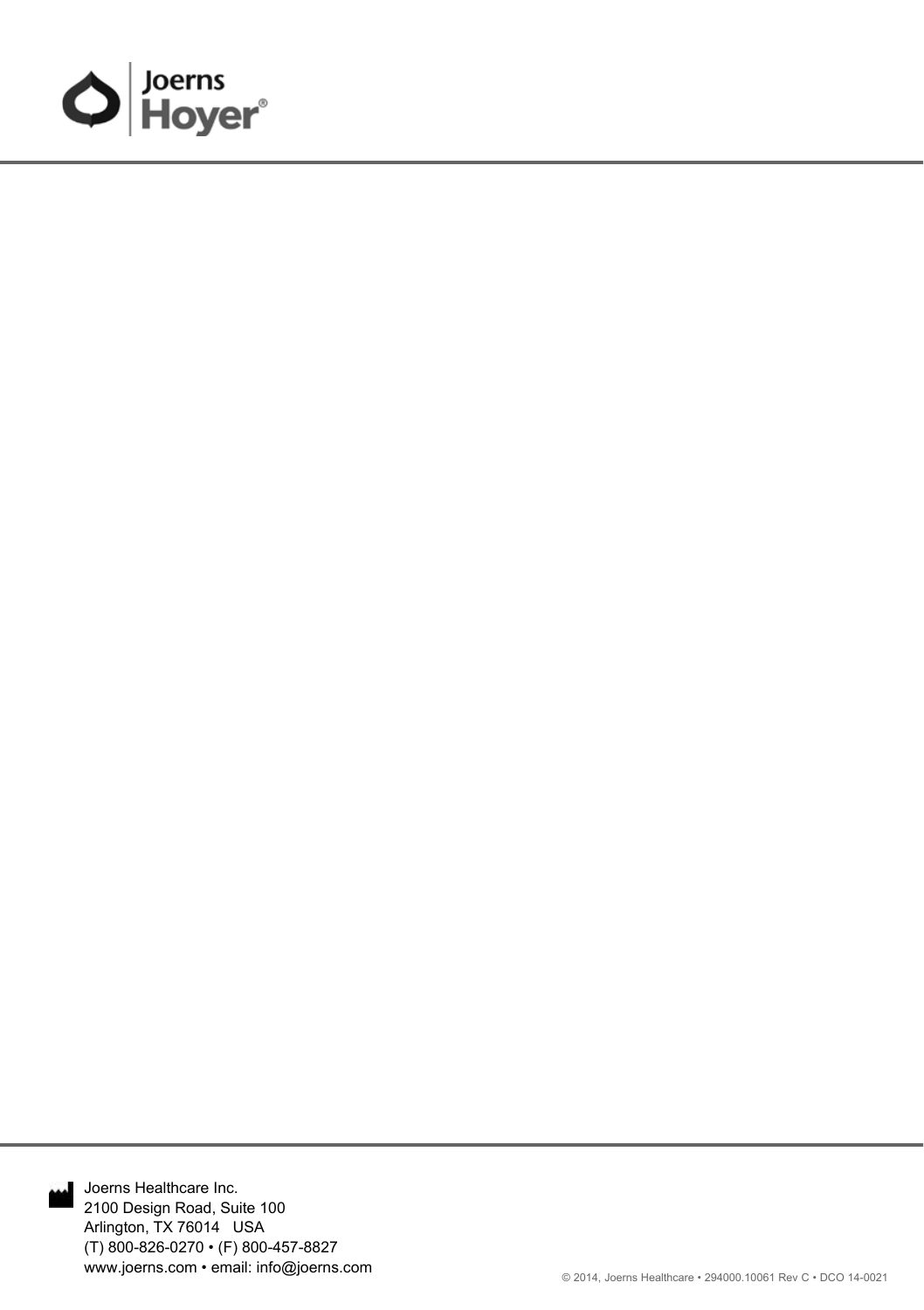Joerns Hoyer®

Joerns Healthcare Inc.
2100 Design Road, Suite 100
Arlington, TX 76014 USA
(T) 800-826-0270 • (F) 800-457-8827
www.joerns.com • email: info@joerns.com

© 2014, Joerns Healthcare • 294000.10061 Rev C • DCO 14-0021